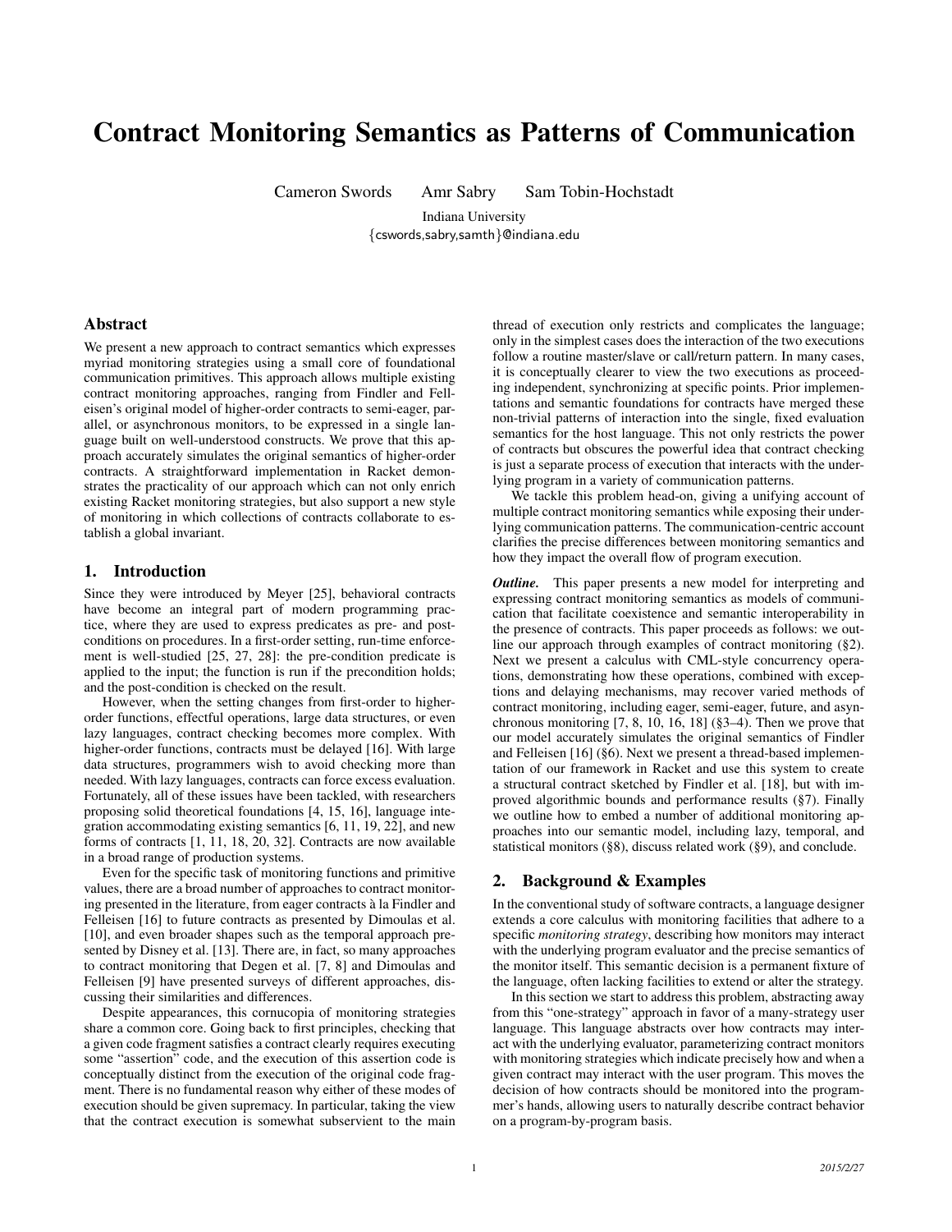# Contract Monitoring Semantics as Patterns of Communication

Cameron Swords Amr Sabry Sam Tobin-Hochstadt

Indiana University
{cswords,sabry,samth}@indiana.edu

## Abstract

We present a new approach to contract semantics which expresses myriad monitoring strategies using a small core of foundational communication primitives. This approach allows multiple existing contract monitoring approaches, ranging from Findler and Felleisen's original model of higher-order contracts to semi-eager, parallel, or asynchronous monitors, to be expressed in a single language built on well-understood constructs. We prove that this approach accurately simulates the original semantics of higher-order contracts. A straightforward implementation in Racket demonstrates the practicality of our approach which can not only enrich existing Racket monitoring strategies, but also support a new style of monitoring in which collections of contracts collaborate to establish a global invariant.

## 1. Introduction

Since they were introduced by Meyer [25], behavioral contracts have become an integral part of modern programming practice, where they are used to express predicates as pre- and post-conditions on procedures. In a first-order setting, run-time enforcement is well-studied [25, 27, 28]: the pre-condition predicate is applied to the input; the function is run if the precondition holds; and the post-condition is checked on the result.

However, when the setting changes from first-order to higher-order functions, effectful operations, large data structures, or even lazy languages, contract checking becomes more complex. With higher-order functions, contracts must be delayed [16]. With large data structures, programmers wish to avoid checking more than needed. With lazy languages, contracts can force excess evaluation. Fortunately, all of these issues have been tackled, with researchers proposing solid theoretical foundations [4, 15, 16], language integration accommodating existing semantics [6, 11, 19, 22], and new forms of contracts [1, 11, 18, 20, 32]. Contracts are now available in a broad range of production systems.

Even for the specific task of monitoring functions and primitive values, there are a broad number of approaches to contract monitoring presented in the literature, from eager contracts à la Findler and Felleisen [16] to future contracts as presented by Dimoulas et al. [10], and even broader shapes such as the temporal approach presented by Disney et al. [13]. There are, in fact, so many approaches to contract monitoring that Degen et al. [7, 8] and Dimoulas and Felleisen [9] have presented surveys of different approaches, discussing their similarities and differences.

Despite appearances, this cornucopia of monitoring strategies share a common core. Going back to first principles, checking that a given code fragment satisfies a contract clearly requires executing some "assertion" code, and the execution of this assertion code is conceptually distinct from the execution of the original code fragment. There is no fundamental reason why either of these modes of execution should be given supremacy. In particular, taking the view that the contract execution is somewhat subservient to the main thread of execution only restricts and complicates the language; only in the simplest cases does the interaction of the two executions follow a routine master/slave or call/return pattern. In many cases, it is conceptually clearer to view the two executions as proceeding independent, synchronizing at specific points. Prior implementations and semantic foundations for contracts have merged these non-trivial patterns of interaction into the single, fixed evaluation semantics for the host language. This not only restricts the power of contracts but obscures the powerful idea that contract checking is just a separate process of execution that interacts with the underlying program in a variety of communication patterns.

We tackle this problem head-on, giving a unifying account of multiple contract monitoring semantics while exposing their underlying communication patterns. The communication-centric account clarifies the precise differences between monitoring semantics and how they impact the overall flow of program execution.

***Outline.*** This paper presents a new model for interpreting and expressing contract monitoring semantics as models of communication that facilitate coexistence and semantic interoperability in the presence of contracts. This paper proceeds as follows: we outline our approach through examples of contract monitoring (§2). Next we present a calculus with CML-style concurrency operations, demonstrating how these operations, combined with exceptions and delaying mechanisms, may recover varied methods of contract monitoring, including eager, semi-eager, future, and asynchronous monitoring [7, 8, 10, 16, 18] (§3–4). Then we prove that our model accurately simulates the original semantics of Findler and Felleisen [16] (§6). Next we present a thread-based implementation of our framework in Racket and use this system to create a structural contract sketched by Findler et al. [18], but with improved algorithmic bounds and performance results (§7). Finally we outline how to embed a number of additional monitoring approaches into our semantic model, including lazy, temporal, and statistical monitors (§8), discuss related work (§9), and conclude.

## 2. Background & Examples

In the conventional study of software contracts, a language designer extends a core calculus with monitoring facilities that adhere to a specific *monitoring strategy*, describing how monitors may interact with the underlying program evaluator and the precise semantics of the monitor itself. This semantic decision is a permanent fixture of the language, often lacking facilities to extend or alter the strategy.

In this section we start to address this problem, abstracting away from this "one-strategy" approach in favor of a many-strategy user language. This language abstracts over how contracts may interact with the underlying evaluator, parameterizing contract monitors with monitoring strategies which indicate precisely how and when a given contract may interact with the user program. This moves the decision of how contracts should be monitored into the programmer's hands, allowing users to naturally describe contract behavior on a program-by-program basis.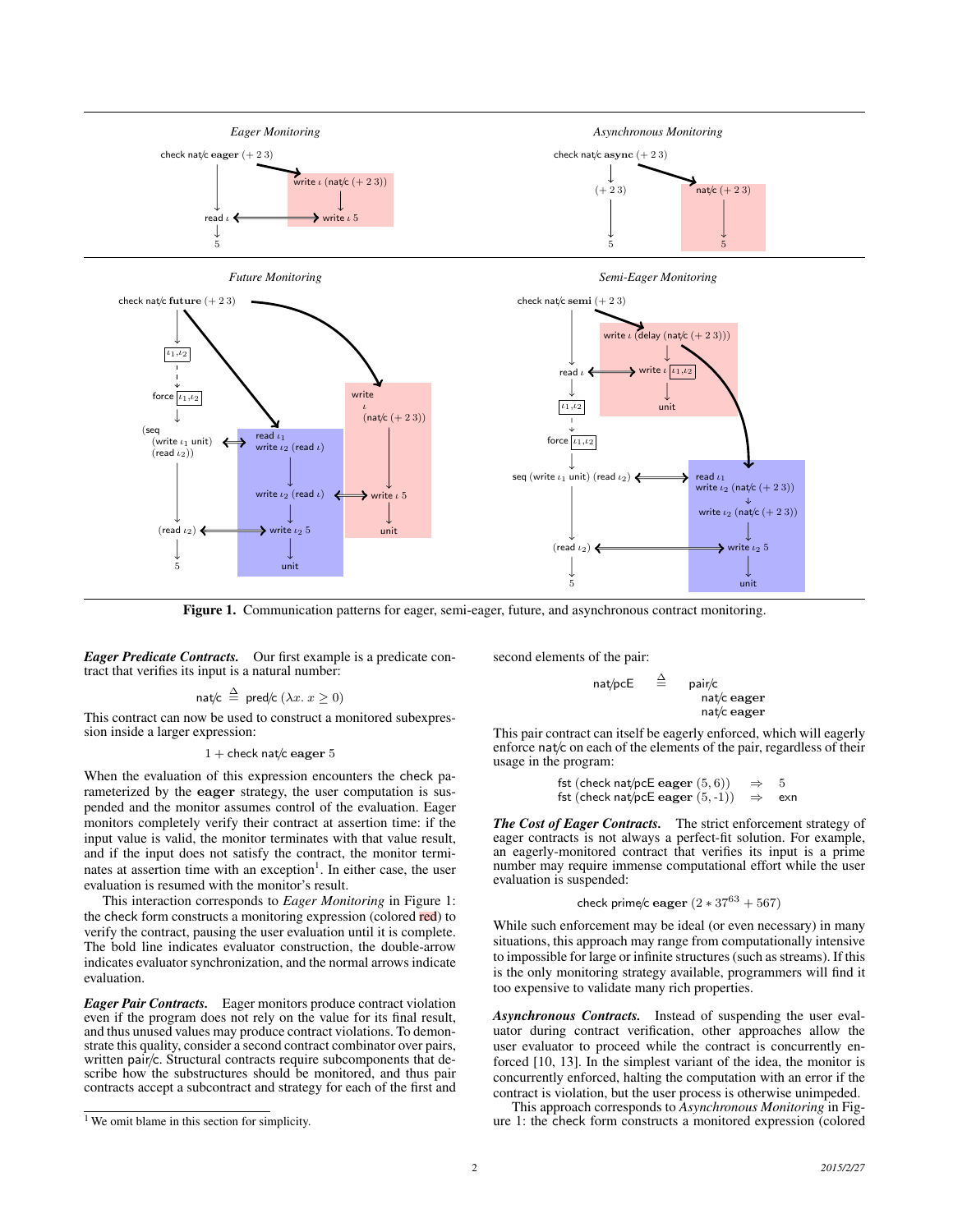Figure 1. Communication patterns for eager, semi-eager, future, and asynchronous contract monitoring.

***Eager Predicate Contracts.*** Our first example is a predicate contract that verifies its input is a natural number:

$$\mathsf{nat/c} \triangleq \mathsf{pred/c}\ (\lambda x.\ x \geq 0)$$

This contract can now be used to construct a monitored subexpression inside a larger expression:

$$1 + \mathsf{check}\ \mathsf{nat/c}\ \mathbf{eager}\ 5$$

When the evaluation of this expression encounters the check parameterized by the **eager** strategy, the user computation is suspended and the monitor assumes control of the evaluation. Eager monitors completely verify their contract at assertion time: if the input value is valid, the monitor terminates with that value result, and if the input does not satisfy the contract, the monitor terminates at assertion time with an exception[1]. In either case, the user evaluation is resumed with the monitor's result.

This interaction corresponds to *Eager Monitoring* in Figure 1: the check form constructs a monitoring expression (colored red) to verify the contract, pausing the user evaluation until it is complete. The bold line indicates evaluator construction, the double-arrow indicates evaluator synchronization, and the normal arrows indicate evaluation.

***Eager Pair Contracts.*** Eager monitors produce contract violation even if the program does not rely on the value for its final result, and thus unused values may produce contract violations. To demonstrate this quality, consider a second contract combinator over pairs, written pair/c. Structural contracts require subcomponents that describe how the substructures should be monitored, and thus pair contracts accept a subcontract and strategy for each of the first and second elements of the pair:

$$\mathsf{nat/pcE} \triangleq \mathsf{pair/c}\ \ \mathsf{nat/c}\ \mathbf{eager}\ \ \mathsf{nat/c}\ \mathbf{eager}$$

This pair contract can itself be eagerly enforced, which will eagerly enforce nat/c on each of the elements of the pair, regardless of their usage in the program:

$$\mathsf{fst}\ (\mathsf{check}\ \mathsf{nat/pcE}\ \mathbf{eager}\ (5, 6)) \Rightarrow 5$$
$$\mathsf{fst}\ (\mathsf{check}\ \mathsf{nat/pcE}\ \mathbf{eager}\ (5, \text{-}1)) \Rightarrow \mathsf{exn}$$

***The Cost of Eager Contracts.*** The strict enforcement strategy of eager contracts is not always a perfect-fit solution. For example, an eagerly-monitored contract that verifies its input is a prime number may require immense computational effort while the user evaluation is suspended:

$$\mathsf{check}\ \mathsf{prime/c}\ \mathbf{eager}\ (2 * 37^{63} + 567)$$

While such enforcement may be ideal (or even necessary) in many situations, this approach may range from computationally intensive to impossible for large or infinite structures (such as streams). If this is the only monitoring strategy available, programmers will find it too expensive to validate many rich properties.

***Asynchronous Contracts.*** Instead of suspending the user evaluator during contract verification, other approaches allow the user evaluator to proceed while the contract is concurrently enforced [10, 13]. In the simplest variant of the idea, the monitor is concurrently enforced, halting the computation with an error if the contract is violation, but the user process is otherwise unimpeded.

This approach corresponds to *Asynchronous Monitoring* in Figure 1: the check form constructs a monitored expression (colored

[1] We omit blame in this section for simplicity.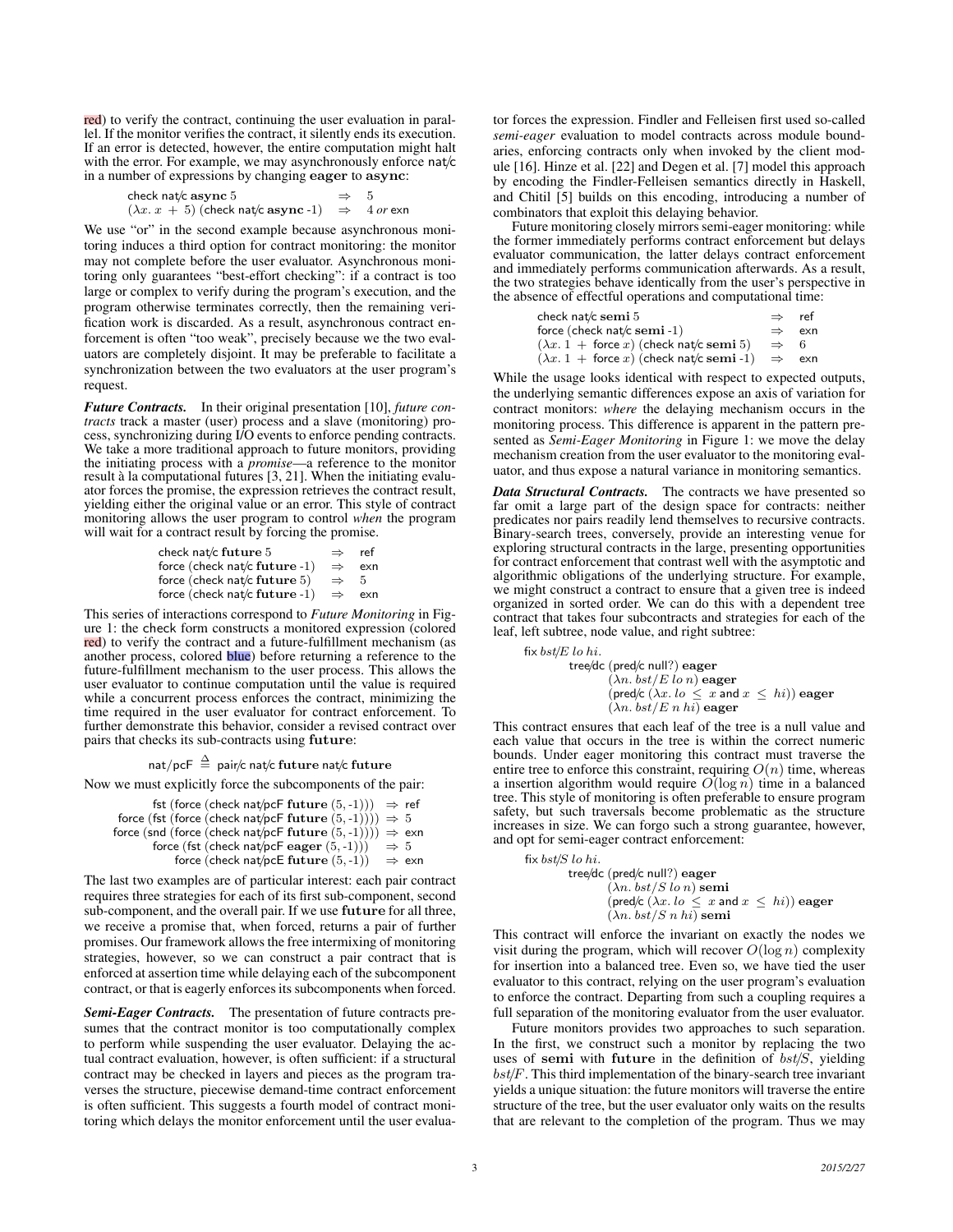red) to verify the contract, continuing the user evaluation in parallel. If the monitor verifies the contract, it silently ends its execution. If an error is detected, however, the entire computation might halt with the error. For example, we may asynchronously enforce nat/c in a number of expressions by changing **eager** to **async**:

$$\begin{array}{lcl} \text{check nat/c } \mathbf{async}\ 5 & \Rightarrow & 5 \\ (\lambda x.\ x\ +\ 5)\ (\text{check nat/c } \mathbf{async}\ \text{-}1) & \Rightarrow & 4\ \textit{or}\ \text{exn} \end{array}$$

We use "or" in the second example because asynchronous monitoring induces a third option for contract monitoring: the monitor may not complete before the user evaluator. Asynchronous monitoring only guarantees "best-effort checking": if a contract is too large or complex to verify during the program's execution, and the program otherwise terminates correctly, then the remaining verification work is discarded. As a result, asynchronous contract enforcement is often "too weak", precisely because we the two evaluators are completely disjoint. It may be preferable to facilitate a synchronization between the two evaluators at the user program's request.

***Future Contracts.*** In their original presentation [10], *future contracts* track a master (user) process and a slave (monitoring) process, synchronizing during I/O events to enforce pending contracts. We take a more traditional approach to future monitors, providing the initiating process with a *promise*—a reference to the monitor result à la computational futures [3, 21]. When the initiating evaluator forces the promise, the expression retrieves the contract result, yielding either the original value or an error. This style of contract monitoring allows the user program to control *when* the program will wait for a contract result by forcing the promise.

$$\begin{array}{lcl} \text{check nat/c } \mathbf{future}\ 5 & \Rightarrow & \text{ref} \\ \text{force (check nat/c } \mathbf{future}\ \text{-}1) & \Rightarrow & \text{exn} \\ \text{force (check nat/c } \mathbf{future}\ 5) & \Rightarrow & 5 \\ \text{force (check nat/c } \mathbf{future}\ \text{-}1) & \Rightarrow & \text{exn} \end{array}$$

This series of interactions correspond to *Future Monitoring* in Figure 1: the check form constructs a monitored expression (colored red) to verify the contract and a future-fulfillment mechanism (as another process, colored blue) before returning a reference to the future-fulfillment mechanism to the user process. This allows the user evaluator to continue computation until the value is required while a concurrent process enforces the contract, minimizing the time required in the user evaluator for contract enforcement. To further demonstrate this behavior, consider a revised contract over pairs that checks its sub-contracts using **future**:

$$\text{nat/pcF} \stackrel{\Delta}{=} \text{pair/c nat/c } \mathbf{future} \text{ nat/c } \mathbf{future}$$

Now we must explicitly force the subcomponents of the pair:

$$\begin{array}{rcl} \text{fst (force (check nat/pcF } \mathbf{future}\ (5,\text{-}1))) & \Rightarrow & \text{ref} \\ \text{force (fst (force (check nat/pcF } \mathbf{future}\ (5,\text{-}1)))) & \Rightarrow & 5 \\ \text{force (snd (force (check nat/pcF } \mathbf{future}\ (5,\text{-}1)))) & \Rightarrow & \text{exn} \\ \text{force (fst (check nat/pcF } \mathbf{eager}\ (5,\text{-}1))) & \Rightarrow & 5 \\ \text{force (check nat/pcE } \mathbf{future}\ (5,\text{-}1)) & \Rightarrow & \text{exn} \end{array}$$

The last two examples are of particular interest: each pair contract requires three strategies for each of its first sub-component, second sub-component, and the overall pair. If we use **future** for all three, we receive a promise that, when forced, returns a pair of further promises. Our framework allows the free intermixing of monitoring strategies, however, so we can construct a pair contract that is enforced at assertion time while delaying each of the subcomponent contract, or that is eagerly enforces its subcomponents when forced.

***Semi-Eager Contracts.*** The presentation of future contracts presumes that the contract monitor is too computationally complex to perform while suspending the user evaluator. Delaying the actual contract evaluation, however, is often sufficient: if a structural contract may be checked in layers and pieces as the program traverses the structure, piecewise demand-time contract enforcement is often sufficient. This suggests a fourth model of contract monitoring which delays the monitor enforcement until the user evaluator forces the expression. Findler and Felleisen first used so-called *semi-eager* evaluation to model contracts across module boundaries, enforcing contracts only when invoked by the client module [16]. Hinze et al. [22] and Degen et al. [7] model this approach by encoding the Findler-Felleisen semantics directly in Haskell, and Chitil [5] builds on this encoding, introducing a number of combinators that exploit this delaying behavior.

Future monitoring closely mirrors semi-eager monitoring: while the former immediately performs contract enforcement but delays evaluator communication, the latter delays contract enforcement and immediately performs communication afterwards. As a result, the two strategies behave identically from the user's perspective in the absence of effectful operations and computational time:

$$\begin{array}{lcl} \text{check nat/c } \mathbf{semi}\ 5 & \Rightarrow & \text{ref} \\ \text{force (check nat/c } \mathbf{semi}\ \text{-}1) & \Rightarrow & \text{exn} \\ (\lambda x.\ 1\ +\ \text{force}\ x)\ (\text{check nat/c } \mathbf{semi}\ 5) & \Rightarrow & 6 \\ (\lambda x.\ 1\ +\ \text{force}\ x)\ (\text{check nat/c } \mathbf{semi}\ \text{-}1) & \Rightarrow & \text{exn} \end{array}$$

While the usage looks identical with respect to expected outputs, the underlying semantic differences expose an axis of variation for contract monitors: *where* the delaying mechanism occurs in the monitoring process. This difference is apparent in the pattern presented as *Semi-Eager Monitoring* in Figure 1: we move the delay mechanism creation from the user evaluator to the monitoring evaluator, and thus expose a natural variance in monitoring semantics.

***Data Structural Contracts.*** The contracts we have presented so far omit a large part of the design space for contracts: neither predicates nor pairs readily lend themselves to recursive contracts. Binary-search trees, conversely, provide an interesting venue for exploring structural contracts in the large, presenting opportunities for contract enforcement that contrast well with the asymptotic and algorithmic obligations of the underlying structure. For example, we might construct a contract to ensure that a given tree is indeed organized in sorted order. We can do this with a dependent tree contract that takes four subcontracts and strategies for each of the leaf, left subtree, node value, and right subtree:

$$\begin{array}{l} \text{fix } \mathit{bst/E}\ \mathit{lo}\ \mathit{hi}. \\ \quad \text{tree/dc (pred/c null?) } \mathbf{eager} \\ \qquad (\lambda n.\ \mathit{bst/E}\ \mathit{lo}\ n)\ \mathbf{eager} \\ \qquad (\text{pred/c } (\lambda x.\ \mathit{lo}\ \leq\ x \text{ and } x\ \leq\ \mathit{hi}))\ \mathbf{eager} \\ \qquad (\lambda n.\ \mathit{bst/E}\ n\ \mathit{hi})\ \mathbf{eager} \end{array}$$

This contract ensures that each leaf of the tree is a null value and each value that occurs in the tree is within the correct numeric bounds. Under eager monitoring this contract must traverse the entire tree to enforce this constraint, requiring $O(n)$ time, whereas a insertion algorithm would require $O(\log n)$ time in a balanced tree. This style of monitoring is often preferable to ensure program safety, but such traversals become problematic as the structure increases in size. We can forgo such a strong guarantee, however, and opt for semi-eager contract enforcement:

$$\begin{array}{l} \text{fix } \mathit{bst/S}\ \mathit{lo}\ \mathit{hi}. \\ \quad \text{tree/dc (pred/c null?) } \mathbf{eager} \\ \qquad (\lambda n.\ \mathit{bst/S}\ \mathit{lo}\ n)\ \mathbf{semi} \\ \qquad (\text{pred/c } (\lambda x.\ \mathit{lo}\ \leq\ x \text{ and } x\ \leq\ \mathit{hi}))\ \mathbf{eager} \\ \qquad (\lambda n.\ \mathit{bst/S}\ n\ \mathit{hi})\ \mathbf{semi} \end{array}$$

This contract will enforce the invariant on exactly the nodes we visit during the program, which will recover $O(\log n)$ complexity for insertion for a balanced tree. Even so, we have tied the user evaluator to this contract, relying on the user program's evaluation to enforce the contract. Departing from such a coupling requires a full separation of the monitoring evaluator from the user evaluator.

Future monitors provides two approaches to such separation. In the first, we construct such a monitor by replacing the two uses of **semi** with **future** in the definition of $\mathit{bst/S}$, yielding $\mathit{bst/F}$. This third implementation of the binary-search tree invariant yields a unique situation: the future monitors will traverse the entire structure of the tree, but the user evaluator only waits on the results that are relevant to the completion of the program. Thus we may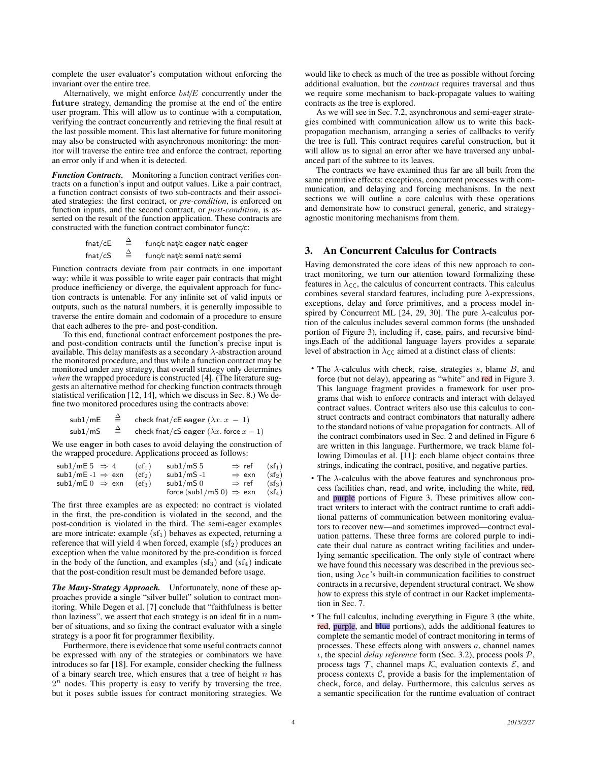complete the user evaluator's computation without enforcing the invariant over the entire tree.

Alternatively, we might enforce $bst/E$ concurrently under the **future** strategy, demanding the promise at the end of the entire user program. This will allow us to continue with a computation, verifying the contract concurrently and retrieving the final result at the last possible moment. This last alternative for future monitoring may also be constructed with asynchronous monitoring: the monitor will traverse the entire tree and enforce the contract, reporting an error only if and when it is detected.

***Function Contracts.*** Monitoring a function contract verifies contracts on a function's input and output values. Like a pair contract, a function contract consists of two sub-contracts and their associated strategies: the first contract, or *pre-condition*, is enforced on function inputs, and the second contract, or *post-condition*, is asserted on the result of the function application. These contracts are constructed with the function contract combinator func/c:

$$\begin{array}{lcl} \mathsf{fnat/cE} & \triangleq & \mathsf{func/c\ nat/c}\ \mathbf{eager}\ \mathsf{nat/c}\ \mathbf{eager} \\ \mathsf{fnat/cS} & \triangleq & \mathsf{func/c\ nat/c}\ \mathbf{semi}\ \mathsf{nat/c}\ \mathbf{semi} \end{array}$$

Function contracts deviate from pair contracts in one important way: while it was possible to write eager pair contracts that might produce inefficiency or diverge, the equivalent approach for function contracts is untenable. For any infinite set of valid inputs or outputs, such as the natural numbers, it is generally impossible to traverse the entire domain and codomain of a procedure to ensure that each adheres to the pre- and post-condition.

To this end, functional contract enforcement postpones the pre- and post-condition contracts until the function's precise input is available. This delay manifests as a secondary $\lambda$-abstraction around the monitored procedure, and thus while a function contract may be monitored under any strategy, that overall strategy only determines *when* the wrapped procedure is constructed [4]. (The literature suggests an alternative method for checking function contracts through statistical verification [12, 14], which we discuss in Sec. 8.) We define two monitored procedures using the contracts above:

$$\begin{array}{lcl} \mathsf{sub1/mE} & \triangleq & \mathsf{check\ fnat/cE}\ \mathbf{eager}\ (\lambda x.\ x\ -\ 1) \\ \mathsf{sub1/mS} & \triangleq & \mathsf{check\ fnat/cS}\ \mathbf{eager}\ (\lambda x.\ \mathsf{force}\ x - 1) \end{array}$$

We use **eager** in both cases to avoid delaying the construction of the wrapped procedure. Applications proceed as follows:

$$\begin{array}{llll} \mathsf{sub1/mE}\ 5\ \Rightarrow 4 & (\mathrm{ef}_1) & \mathsf{sub1/mS}\ 5 \ \Rightarrow \mathsf{ref} & (\mathrm{sf}_1) \\ \mathsf{sub1/mE}\ \text{-}1\ \Rightarrow \mathsf{exn} & (\mathrm{ef}_2) & \mathsf{sub1/mS}\ \text{-}1 \ \Rightarrow \mathsf{exn} & (\mathrm{sf}_2) \\ \mathsf{sub1/mE}\ 0\ \Rightarrow \mathsf{exn} & (\mathrm{ef}_3) & \mathsf{sub1/mS}\ 0 \ \Rightarrow \mathsf{ref} & (\mathrm{sf}_3) \\ & & \mathsf{force}\ (\mathsf{sub1/mS}\ 0) \ \Rightarrow \mathsf{exn} & (\mathrm{sf}_4) \end{array}$$

The first three examples are as expected: no contract is violated in the first, the pre-condition is violated in the second, and the post-condition is violated in the third. The semi-eager examples are more intricate: example $(\mathrm{sf}_1)$ behaves as expected, returning a reference that will yield 4 when forced, example $(\mathrm{sf}_2)$ produces an exception when the value monitored by the pre-condition is forced in the body of the function, and examples $(\mathrm{sf}_3)$ and $(\mathrm{sf}_4)$ indicate that the post-condition result must be demanded before usage.

***The Many-Strategy Approach.*** Unfortunately, none of these approaches provide a single "silver bullet" solution to contract monitoring. While Degen et al. [7] conclude that "faithfulness is better than laziness", we assert that each strategy is an ideal fit in a number of situations, and so fixing the contract evaluator with a single strategy is a poor fit for programmer flexibility.

Furthermore, there is evidence that some useful contracts cannot be expressed with any of the strategies or combinators we have introduces so far [18]. For example, consider checking the fullness of a binary search tree, which ensures that a tree of height $n$ has $2^n$ nodes. This property is easy to verify by traversing the tree, but it poses subtle issues for contract monitoring strategies. We would like to check as much of the tree as possible without forcing additional evaluation, but the *contract* requires traversal and thus we require some mechanism to back-propagate values to waiting contracts as the tree is explored.

As we will see in Sec. 7.2, asynchronous and semi-eager strategies combined with communication allow us to write this back-propagation mechanism, arranging a series of callbacks to verify the tree is full. This contract requires careful construction, but it will allow us to signal an error after we have traversed any unbalanced part of the subtree to its leaves.

The contracts we have examined thus far are all built from the same primitive effects: exceptions, concurrent processes with communication, and delaying and forcing mechanisms. In the next sections we will outline a core calculus with these operations and demonstrate how to construct general, generic, and strategy-agnostic monitoring mechanisms from them.

## 3. An Concurrent Calculus for Contracts

Having demonstrated the core ideas of this new approach to contract monitoring, we turn our attention toward formalizing these features in $\lambda_{\mathsf{CC}}$, the calculus of concurrent contracts. This calculus combines several standard features, including pure $\lambda$-expressions, exceptions, delay and force primitives, and a process model inspired by Concurrent ML [24, 29, 30]. The pure $\lambda$-calculus portion of the calculus includes several common forms (the unshaded portion of Figure 3), including if, case, pairs, and recursive bindings.Each of the additional language layers provides a separate level of abstraction in $\lambda_{\mathsf{CC}}$ aimed at a distinct class of clients:

- The $\lambda$-calculus with check, raise, strategies $s$, blame $B$, and force (but not delay), appearing as "white" and red in Figure 3. This language fragment provides a framework for user programs that wish to enforce contracts and interact with delayed contract values. Contract writers also use this calculus to construct contracts and contract combinators that naturally adhere to the standard notions of value propagation for contracts. All of the contract combinators used in Sec. 2 and defined in Figure 6 are written in this language. Furthermore, we track blame following Dimoulas et al. [11]: each blame object contains three strings, indicating the contract, positive, and negative parties.
- The $\lambda$-calculus with the above features and synchronous process facilities chan, read, and write, including the white, red, and purple portions of Figure 3. These primitives allow contract writers to interact with the contract runtime to craft additional patterns of communication between monitoring evaluators to recover new—and sometimes improved—contract evaluation patterns. These three forms are colored purple to indicate their dual nature as contract writing facilities and underlying semantic specification. The only style of contract where we have found this necessary was described in the previous section, using $\lambda_{\mathsf{CC}}$'s built-in communication facilities to construct contracts in a recursive, dependent structural contract. We show how to express this style of contract in our Racket implementation in Sec. 7.
- The full calculus, including everything in Figure 3 (the white, red, purple, and blue portions), adds the additional features to complete the semantic model of contract monitoring in terms of processes. These effects along with answers $a$, channel names $\iota$, the special *delay reference* form (Sec. 3.2), process pools $\mathcal{P}$, process tags $\mathcal{T}$, channel maps $\mathcal{K}$, evaluation contexts $\mathcal{E}$, and process contexts $\mathcal{C}$, provide a basis for the implementation of check, force, and delay. Furthermore, this calculus serves as a semantic specification for the runtime evaluation of contract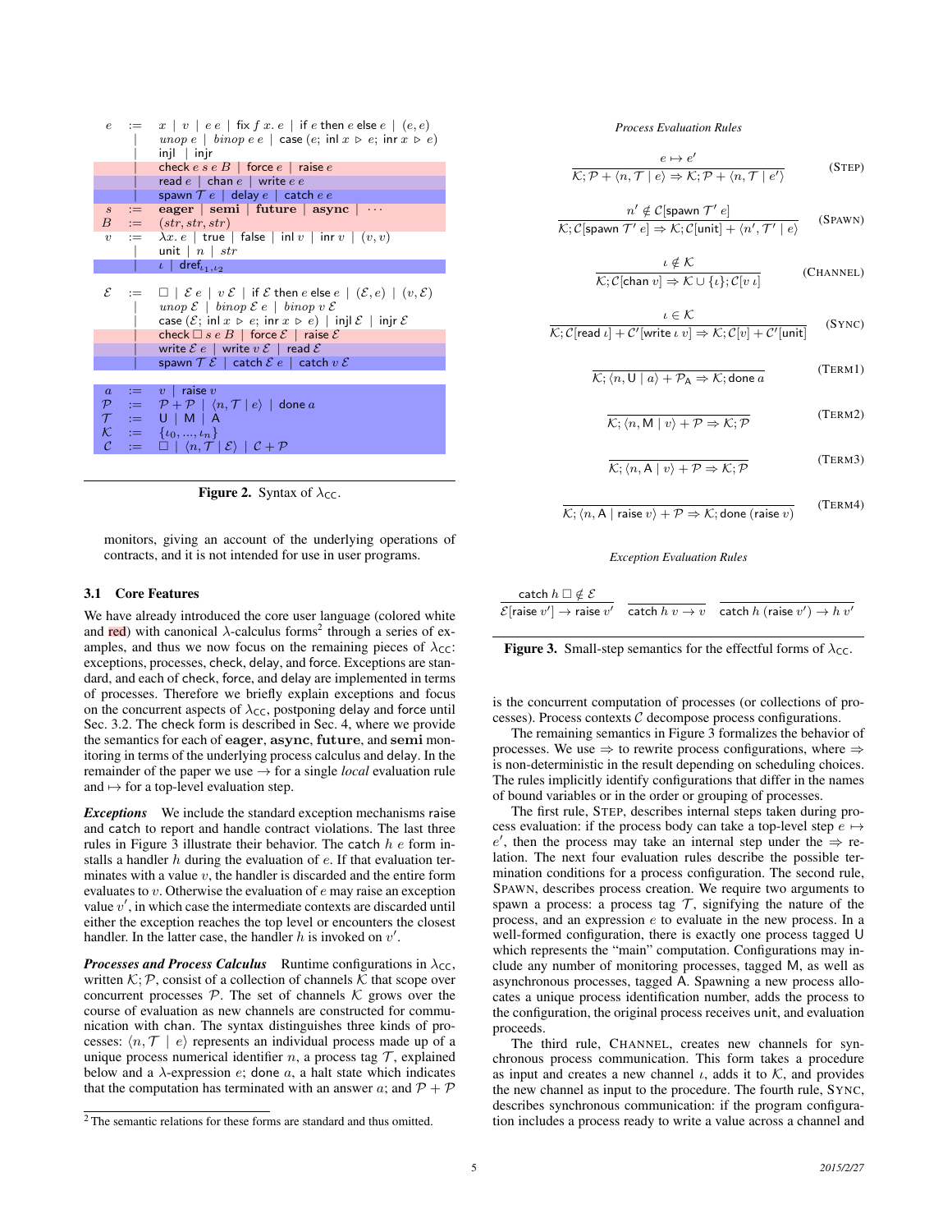$$
\begin{array}{rcl}
e & := & x \mid v \mid e\ e \mid \mathsf{fix}\ f\ x.\ e \mid \mathsf{if}\ e\ \mathsf{then}\ e\ \mathsf{else}\ e \mid (e, e) \\
 & \mid & \mathit{unop}\ e \mid \mathit{binop}\ e\ e \mid \mathsf{case}\ (e;\ \mathsf{inl}\ x \triangleright e;\ \mathsf{inr}\ x \triangleright e) \\
 & \mid & \mathsf{injl} \mid \mathsf{injr} \\
 & \mid & \mathsf{check}\ e\ s\ e\ B \mid \mathsf{force}\ e \mid \mathsf{raise}\ e \\
 & \mid & \mathsf{read}\ e \mid \mathsf{chan}\ e \mid \mathsf{write}\ e\ e \\
 & \mid & \mathsf{spawn}\ \mathcal{T}\ e \mid \mathsf{delay}\ e \mid \mathsf{catch}\ e\ e \\
s & := & \mathbf{eager} \mid \mathbf{semi} \mid \mathbf{future} \mid \mathbf{async} \mid \cdots \\
B & := & (\mathit{str}, \mathit{str}, \mathit{str}) \\
v & := & \lambda x.\ e \mid \mathsf{true} \mid \mathsf{false} \mid \mathsf{inl}\ v \mid \mathsf{inr}\ v \mid (v, v) \\
 & \mid & \mathsf{unit} \mid n \mid \mathit{str} \\
 & \mid & \iota \mid \mathsf{dref}_{\iota_1, \iota_2} \\
 & & \\
\mathcal{E} & := & \square \mid \mathcal{E}\ e \mid v\ \mathcal{E} \mid \mathsf{if}\ \mathcal{E}\ \mathsf{then}\ e\ \mathsf{else}\ e \mid (\mathcal{E}, e) \mid (v, \mathcal{E}) \\
 & \mid & \mathit{unop}\ \mathcal{E} \mid \mathit{binop}\ \mathcal{E}\ e \mid \mathit{binop}\ v\ \mathcal{E} \\
 & \mid & \mathsf{case}\ (\mathcal{E};\ \mathsf{inl}\ x \triangleright e;\ \mathsf{inr}\ x \triangleright e) \mid \mathsf{injl}\ \mathcal{E} \mid \mathsf{injr}\ \mathcal{E} \\
 & \mid & \mathsf{check}\ \square\ s\ e\ B \mid \mathsf{force}\ \mathcal{E} \mid \mathsf{raise}\ \mathcal{E} \\
 & \mid & \mathsf{write}\ \mathcal{E}\ e \mid \mathsf{write}\ v\ \mathcal{E} \mid \mathsf{read}\ \mathcal{E} \\
 & \mid & \mathsf{spawn}\ \mathcal{T}\ \mathcal{E} \mid \mathsf{catch}\ \mathcal{E}\ e \mid \mathsf{catch}\ v\ \mathcal{E} \\
 & & \\
a & := & v \mid \mathsf{raise}\ v \\
\mathcal{P} & := & \mathcal{P} + \mathcal{P} \mid \langle n, \mathcal{T} \mid e \rangle \mid \mathsf{done}\ a \\
\mathcal{T} & := & \mathsf{U} \mid \mathsf{M} \mid \mathsf{A} \\
\mathcal{K} & := & \{\iota_0, \ldots, \iota_n\} \\
\mathcal{C} & := & \square \mid \langle n, \mathcal{T} \mid \mathcal{E} \rangle \mid \mathcal{C} + \mathcal{P}
\end{array}
$$

**Figure 2.** Syntax of $\lambda_{\mathsf{CC}}$.

monitors, giving an account of the underlying operations of contracts, and it is not intended for use in user programs.

### 3.1 Core Features

We have already introduced the core user language (colored white and red) with canonical $\lambda$-calculus forms[2] through a series of examples, and thus we now focus on the remaining pieces of $\lambda_{\mathsf{CC}}$: exceptions, processes, check, delay, and force. Exceptions are standard, and each of check, force, and delay are implemented in terms of processes. Therefore we briefly explain exceptions and focus on the concurrent aspects of $\lambda_{\mathsf{CC}}$, postponing delay and force until Sec. 3.2. The check form is described in Sec. 4, where we provide the semantics for each of **eager**, **async**, **future**, and **semi** monitoring in terms of the underlying process calculus and delay. In the remainder of the paper we use $\rightarrow$ for a single *local* evaluation rule and $\mapsto$ for a top-level evaluation step.

***Exceptions*** We include the standard exception mechanisms raise and catch to report and handle contract violations. The last three rules in Figure 3 illustrate their behavior. The catch $h$ $e$ form installs a handler $h$ during the evaluation of $e$. If that evaluation terminates with a value $v$, the handler is discarded and the entire form evaluates to $v$. Otherwise the evaluation of $e$ may raise an exception value $v'$, in which case the intermediate contexts are discarded until either the exception reaches the top level or encounters the closest handler. In the latter case, the handler $h$ is invoked on $v'$.

***Processes and Process Calculus*** Runtime configurations in $\lambda_{\mathsf{CC}}$, written $\mathcal{K}; \mathcal{P}$, consist of a collection of channels $\mathcal{K}$ that scope over concurrent processes $\mathcal{P}$. The set of channels $\mathcal{K}$ grows over the course of evaluation as new channels are constructed for communication with chan. The syntax distinguishes three kinds of processes: $\langle n, \mathcal{T} \mid e \rangle$ represents an individual process made up of a unique process numerical identifier $n$, a process tag $\mathcal{T}$, explained below and a $\lambda$-expression $e$; done $a$, a halt state which indicates that the computation has terminated with an answer $a$; and $\mathcal{P} + \mathcal{P}$ is the concurrent computation of processes (or collections of processes). Process contexts $\mathcal{C}$ decompose process configurations.

[2] The semantic relations for these forms are standard and thus omitted.

*Process Evaluation Rules*

$$\frac{e \mapsto e'}{\mathcal{K}; \mathcal{P} + \langle n, \mathcal{T} \mid e \rangle \Rightarrow \mathcal{K}; \mathcal{P} + \langle n, \mathcal{T} \mid e' \rangle} \quad (\textsc{Step})$$

$$\frac{n' \notin \mathcal{C}[\mathsf{spawn}\ \mathcal{T}'\ e]}{\mathcal{K}; \mathcal{C}[\mathsf{spawn}\ \mathcal{T}'\ e] \Rightarrow \mathcal{K}; \mathcal{C}[\mathsf{unit}] + \langle n', \mathcal{T}' \mid e \rangle} \quad (\textsc{Spawn})$$

$$\frac{\iota \notin \mathcal{K}}{\mathcal{K}; \mathcal{C}[\mathsf{chan}\ v] \Rightarrow \mathcal{K} \cup \{\iota\}; \mathcal{C}[v\ \iota]} \quad (\textsc{Channel})$$

$$\frac{\iota \in \mathcal{K}}{\mathcal{K}; \mathcal{C}[\mathsf{read}\ \iota] + \mathcal{C}'[\mathsf{write}\ \iota\ v] \Rightarrow \mathcal{K}; \mathcal{C}[v] + \mathcal{C}'[\mathsf{unit}]} \quad (\textsc{Sync})$$

$$\frac{}{\mathcal{K}; \langle n, \mathsf{U} \mid a \rangle + \mathcal{P}_{\mathsf{A}} \Rightarrow \mathcal{K}; \mathsf{done}\ a} \quad (\textsc{Term1})$$

$$\frac{}{\mathcal{K}; \langle n, \mathsf{M} \mid v \rangle + \mathcal{P} \Rightarrow \mathcal{K}; \mathcal{P}} \quad (\textsc{Term2})$$

$$\frac{}{\mathcal{K}; \langle n, \mathsf{A} \mid v \rangle + \mathcal{P} \Rightarrow \mathcal{K}; \mathcal{P}} \quad (\textsc{Term3})$$

$$\frac{}{\mathcal{K}; \langle n, \mathsf{A} \mid \mathsf{raise}\ v \rangle + \mathcal{P} \Rightarrow \mathcal{K}; \mathsf{done}\ (\mathsf{raise}\ v)} \quad (\textsc{Term4})$$

*Exception Evaluation Rules*

$$\frac{\mathsf{catch}\ h\ \square \notin \mathcal{E}}{\mathcal{E}[\mathsf{raise}\ v'] \rightarrow \mathsf{raise}\ v'} \qquad \frac{}{\mathsf{catch}\ h\ v \rightarrow v} \qquad \frac{}{\mathsf{catch}\ h\ (\mathsf{raise}\ v') \rightarrow h\ v'}$$

**Figure 3.** Small-step semantics for the effectful forms of $\lambda_{\mathsf{CC}}$.

The remaining semantics in Figure 3 formalizes the behavior of processes. We use $\Rightarrow$ to rewrite process configurations, where $\Rightarrow$ is non-deterministic in the result depending on scheduling choices. The rules implicitly identify configurations that differ in the names of bound variables or in the order or grouping of processes.

The first rule, Step, describes internal steps taken during process evaluation: if the process body can take a top-level step $e \mapsto e'$, then the process may take an internal step under the $\Rightarrow$ relation. The next four evaluation rules describe the possible termination conditions for a process configuration. The second rule, Spawn, describes process creation. We require two arguments to spawn a process: a process tag $\mathcal{T}$, signifying the nature of the process, and an expression $e$ to evaluate in the new process. In a well-formed configuration, there is exactly one process tagged U which represents the "main" computation. Configurations may include any number of monitoring processes, tagged M, as well as asynchronous processes, tagged A. Spawning a new process allocates a unique process identification number, adds the process to the configuration, the original process receives unit, and evaluation proceeds.

The third rule, Channel, creates new channels for synchronous process communication. This form takes a procedure as input and creates a new channel $\iota$, adds it to $\mathcal{K}$, and provides the new channel as input to the procedure. The fourth rule, Sync, describes synchronous communication: if the program configuration includes a process ready to write a value across a channel and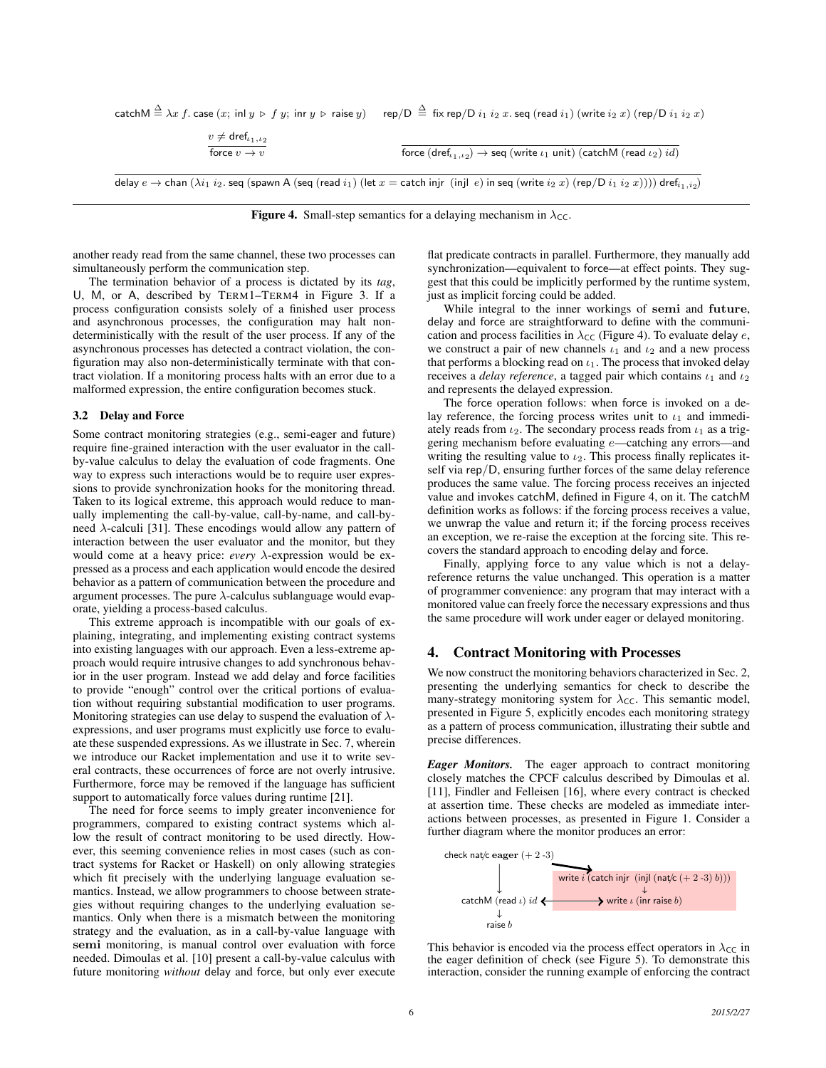$$\mathsf{catchM} \triangleq \lambda x\, f.\, \mathsf{case}\ (x;\ \mathsf{inl}\ y \triangleright f\ y;\ \mathsf{inr}\ y \triangleright \mathsf{raise}\ y) \qquad \mathsf{rep/D} \triangleq \mathsf{fix}\ \mathsf{rep/D}\ i_1\ i_2\ x.\ \mathsf{seq}\ (\mathsf{read}\ i_1)\ (\mathsf{write}\ i_2\ x)\ (\mathsf{rep/D}\ i_1\ i_2\ x)$$

$$\frac{v \neq \mathsf{dref}_{\iota_1,\iota_2}}{\mathsf{force}\ v \rightarrow v} \qquad \frac{}{\mathsf{force}\ (\mathsf{dref}_{\iota_1,\iota_2}) \rightarrow \mathsf{seq}\ (\mathsf{write}\ \iota_1\ \mathsf{unit})\ (\mathsf{catchM}\ (\mathsf{read}\ \iota_2)\ id)}$$

$$\frac{}{\mathsf{delay}\ e \rightarrow \mathsf{chan}\ (\lambda i_1\ i_2.\ \mathsf{seq}\ (\mathsf{spawn}\ \mathsf{A}\ (\mathsf{seq}\ (\mathsf{read}\ i_1)\ (\mathsf{let}\ x = \mathsf{catch}\ \mathsf{injr}\ \ (\mathsf{injl}\ \ e)\ \mathsf{in}\ \mathsf{seq}\ (\mathsf{write}\ i_2\ x)\ (\mathsf{rep/D}\ i_1\ i_2\ x))))\ \mathsf{dref}_{i_1,i_2})}$$

**Figure 4.** Small-step semantics for a delaying mechanism in $\lambda_{\mathsf{CC}}$.

another ready read from the same channel, these two processes can simultaneously perform the communication step.

The termination behavior of a process is dictated by its *tag*, U, M, or A, described by TERM1–TERM4 in Figure 3. If a process configuration consists solely of a finished user process and asynchronous processes, the configuration may halt nondeterministically with the result of the user process. If any of the asynchronous processes has detected a contract violation, the configuration may also non-deterministically terminate with that contract violation. If a monitoring process halts with an error due to a malformed expression, the entire configuration becomes stuck.

### 3.2 Delay and Force

Some contract monitoring strategies (e.g., semi-eager and future) require fine-grained interaction with the user evaluator in the call-by-value calculus to delay the evaluation of code fragments. One way to express such interactions would be to require user expressions to provide synchronization hooks for the monitoring thread. Taken to its logical extreme, this approach would reduce to manually implementing the call-by-value, call-by-name, and call-by-need $\lambda$-calculi [31]. These encodings would allow any pattern of interaction between the user evaluator and the monitor, but they would come at a heavy price: *every* $\lambda$-expression would be expressed as a process and each application would encode the desired behavior as a pattern of communication between the procedure and argument processes. The pure $\lambda$-calculus sublanguage would evaporate, yielding a process-based calculus.

This extreme approach is incompatible with our goals of explaining, integrating, and implementing existing contract systems into existing languages with our approach. Even a less-extreme approach would require intrusive changes to add synchronous behavior in the user program. Instead we add delay and force facilities to provide "enough" control over the critical portions of evaluation without requiring substantial modification to user programs. Monitoring strategies can use delay to suspend the evaluation of $\lambda$-expressions, and user programs must explicitly use force to evaluate these suspended expressions. As we illustrate in Sec. 7, wherein we introduce our Racket implementation and use it to write several contracts, these occurrences of force are not overly intrusive. Furthermore, force may be removed if the language has sufficient support to automatically force values during runtime [21].

The need for force seems to imply greater inconvenience for programmers, compared to existing contract systems which allow the result of contract monitoring to be used directly. However, this seeming convenience relies in most cases (such as contract systems for Racket or Haskell) on only allowing strategies which fit precisely with the underlying language evaluation semantics. Instead, we allow programmers to choose between strategies without requiring changes to the underlying evaluation semantics. Only when there is a mismatch between the monitoring strategy and the evaluation, as in a call-by-value language with **semi** monitoring, is manual control over evaluation with force needed. Dimoulas et al. [10] present a call-by-value calculus with future monitoring *without* delay and force, but only ever execute flat predicate contracts in parallel. Furthermore, they manually add synchronization—equivalent to force—at effect points. They suggest that this could be implicitly performed by the runtime system, just as implicit forcing could be added.

While integral to the inner workings of **semi** and **future**, delay and force are straightforward to define with the communication and process facilities in $\lambda_{\mathsf{CC}}$ (Figure 4). To evaluate delay $e$, we construct a pair of new channels $\iota_1$ and $\iota_2$ and a new process that performs a blocking read on $\iota_1$. The process that invoked delay receives a *delay reference*, a tagged pair which contains $\iota_1$ and $\iota_2$ and represents the delayed expression.

The force operation follows: when force is invoked on a delay reference, the forcing process writes unit to $\iota_1$ and immediately reads from $\iota_2$. The secondary process reads from $\iota_1$ as a triggering mechanism before evaluating $e$—catching any errors—and writing the resulting value to $\iota_2$. This process finally replicates itself via rep/D, ensuring further forces of the same delay reference produces the same value. The forcing process receives an injected value and invokes catchM, defined in Figure 4, on it. The catchM definition works as follows: if the forcing process receives a value, we unwrap the value and return it; if the forcing process receives an exception, we re-raise the exception at the forcing site. This recovers the standard approach to encoding delay and force.

Finally, applying force to any value which is not a delay-reference returns the value unchanged. This operation is a matter of programmer convenience: any program that may interact with a monitored value can freely force the necessary expressions and thus the same procedure will work under eager or delayed monitoring.

## 4. Contract Monitoring with Processes

We now construct the monitoring behaviors characterized in Sec. 2, presenting the underlying semantics for check to describe the many-strategy monitoring system for $\lambda_{\mathsf{CC}}$. This semantic model, presented in Figure 5, explicitly encodes each monitoring strategy as a pattern of process communication, illustrating their subtle and precise differences.

***Eager Monitors.*** The eager approach to contract monitoring closely matches the CPCF calculus described by Dimoulas et al. [11], Findler and Felleisen [16], where every contract is checked at assertion time. These checks are modeled as immediate interactions between processes, as presented in Figure 1. Consider a further diagram where the monitor produces an error:

check nat/c **eager** $(+\ 2\ \text{-}3)$ → write $i$ (catch injr (injl (nat/c $(+\ 2\ \text{-}3)$ $b$))) → write $\iota$ (inr raise $b$) ↔ catchM (read $\iota$) $id$ → raise $b$

This behavior is encoded via the process effect operators in $\lambda_{\mathsf{CC}}$ in the eager definition of check (see Figure 5). To demonstrate this interaction, consider the running example of enforcing the contract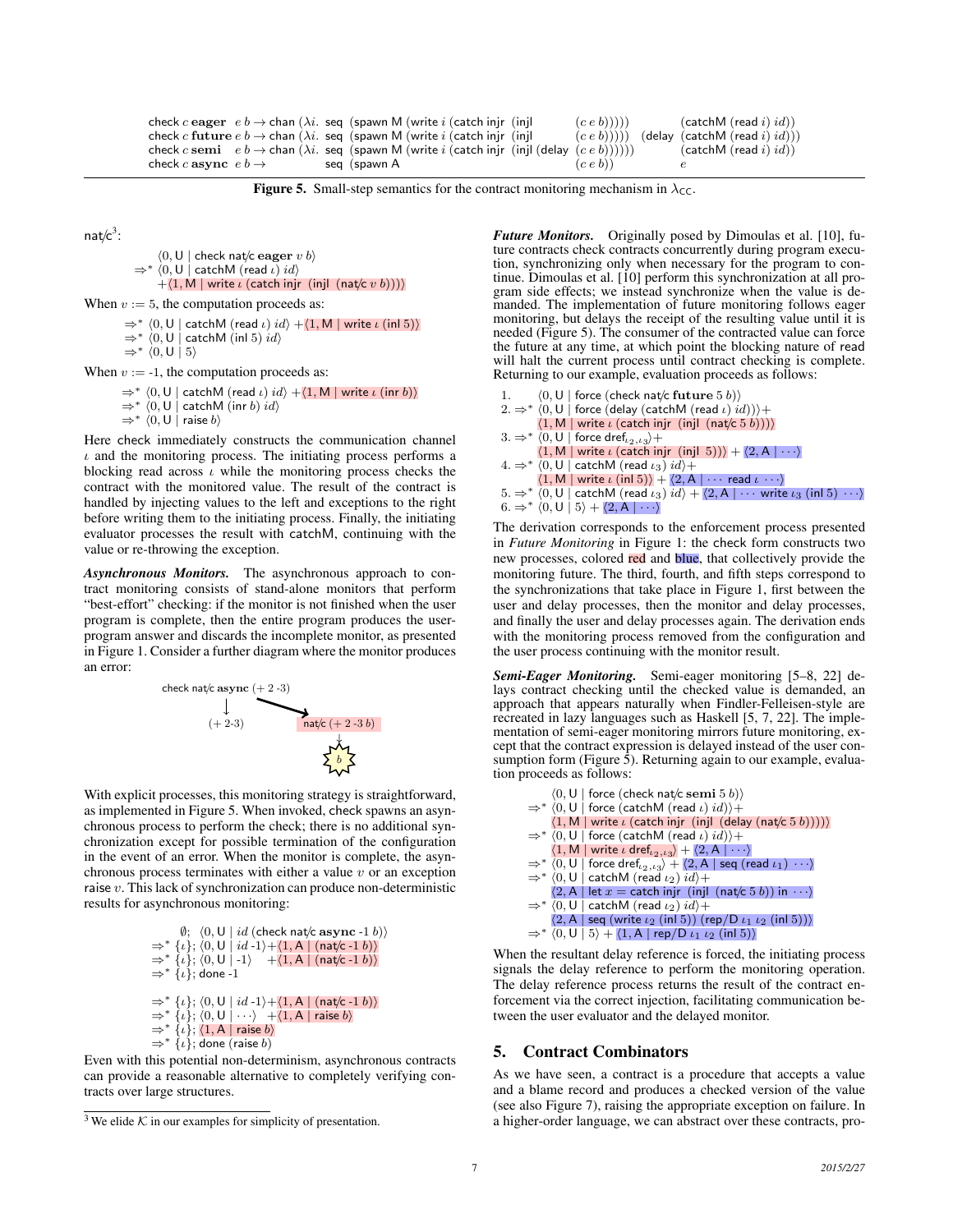$$
\begin{array}{lllll}
\mathsf{check}\ c\ \mathbf{eager} & e\ b \rightarrow \mathsf{chan}\ (\lambda i.\ \mathsf{seq}\ (\mathsf{spawn}\ \mathsf{M}\ (\mathsf{write}\ i\ (\mathsf{catch}\ \mathsf{injr}\ (\mathsf{injl} & (c\ e\ b))))) & & (\mathsf{catchM}\ (\mathsf{read}\ i)\ id)) \\
\mathsf{check}\ c\ \mathbf{future} & e\ b \rightarrow \mathsf{chan}\ (\lambda i.\ \mathsf{seq}\ (\mathsf{spawn}\ \mathsf{M}\ (\mathsf{write}\ i\ (\mathsf{catch}\ \mathsf{injr}\ (\mathsf{injl} & (c\ e\ b))))) & (\mathsf{delay} & (\mathsf{catchM}\ (\mathsf{read}\ i)\ id))) \\
\mathsf{check}\ c\ \mathbf{semi} & e\ b \rightarrow \mathsf{chan}\ (\lambda i.\ \mathsf{seq}\ (\mathsf{spawn}\ \mathsf{M}\ (\mathsf{write}\ i\ (\mathsf{catch}\ \mathsf{injr}\ (\mathsf{injl}\ (\mathsf{delay} & (c\ e\ b)))))) & & (\mathsf{catchM}\ (\mathsf{read}\ i)\ id)) \\
\mathsf{check}\ c\ \mathbf{async} & e\ b \rightarrow \quad\quad\quad\quad \mathsf{seq}\ (\mathsf{spawn}\ \mathsf{A} & (c\ e\ b)) & & e
\end{array}
$$

**Figure 5.** Small-step semantics for the contract monitoring mechanism in $\lambda_{\mathsf{CC}}$.

nat/c[3]:

$$
\begin{array}{l}
\quad \langle 0, \mathsf{U} \mid \mathsf{check\ nat/c}\ \mathbf{eager}\ v\ b\rangle \\
\Rightarrow^* \langle 0, \mathsf{U} \mid \mathsf{catchM}\ (\mathsf{read}\ \iota)\ id\rangle \\
\quad\quad + \langle 1, \mathsf{M} \mid \mathsf{write}\ \iota\ (\mathsf{catch\ injr}\ \ (\mathsf{injl}\ \ (\mathsf{nat/c}\ v\ b))))\rangle
\end{array}
$$

When $v := 5$, the computation proceeds as:

$$
\begin{array}{l}
\Rightarrow^* \langle 0, \mathsf{U} \mid \mathsf{catchM}\ (\mathsf{read}\ \iota)\ id\rangle + \langle 1, \mathsf{M} \mid \mathsf{write}\ \iota\ (\mathsf{inl}\ 5)\rangle \\
\Rightarrow^* \langle 0, \mathsf{U} \mid \mathsf{catchM}\ (\mathsf{inl}\ 5)\ id\rangle \\
\Rightarrow^* \langle 0, \mathsf{U} \mid 5\rangle
\end{array}
$$

When $v :=$ -1, the computation proceeds as:

$$
\begin{array}{l}
\Rightarrow^* \langle 0, \mathsf{U} \mid \mathsf{catchM}\ (\mathsf{read}\ \iota)\ id\rangle + \langle 1, \mathsf{M} \mid \mathsf{write}\ \iota\ (\mathsf{inr}\ b)\rangle \\
\Rightarrow^* \langle 0, \mathsf{U} \mid \mathsf{catchM}\ (\mathsf{inr}\ b)\ id\rangle \\
\Rightarrow^* \langle 0, \mathsf{U} \mid \mathsf{raise}\ b\rangle
\end{array}
$$

Here check immediately constructs the communication channel $\iota$ and the monitoring process. The initiating process performs a blocking read across $\iota$ while the monitoring process checks the contract with the monitored value. The result of the contract is handled by injecting values to the left and exceptions to the right before writing them to the initiating process. Finally, the initiating evaluator processes the result with catchM, continuing with the value or re-throwing the exception.

***Asynchronous Monitors.*** The asynchronous approach to contract monitoring consists of stand-alone monitors that perform "best-effort" checking: if the monitor is not finished when the user program is complete, then the entire program produces the user-program answer and discards the incomplete monitor, as presented in Figure 1. Consider a further diagram where the monitor produces an error:

```
check nat/c async (+ 2 -3)
        |         \
        v          \
     (+ 2-3)     nat/c (+ 2 -3 b)
                        |
                        b
```

With explicit processes, this monitoring strategy is straightforward, as implemented in Figure 5. When invoked, check spawns an asynchronous process to perform the check; there is no additional synchronization except for possible termination of the configuration in the event of an error. When the monitor is complete, the asynchronous process terminates with either a value $v$ or an exception raise $v$. This lack of synchronization can produce non-deterministic results for asynchronous monitoring:

$$
\begin{array}{l}
\quad\ \emptyset;\ \langle 0, \mathsf{U} \mid id\ (\mathsf{check\ nat/c}\ \mathbf{async}\ \text{-}1\ b)\rangle \\
\Rightarrow^* \{\iota\};\ \langle 0, \mathsf{U} \mid id\ \text{-}1\rangle + \langle 1, \mathsf{A} \mid (\mathsf{nat/c}\ \text{-}1\ b)\rangle \\
\Rightarrow^* \{\iota\};\ \langle 0, \mathsf{U} \mid \text{-}1\rangle \quad + \langle 1, \mathsf{A} \mid (\mathsf{nat/c}\ \text{-}1\ b)\rangle \\
\Rightarrow^* \{\iota\};\ \mathsf{done}\ \text{-}1 \\
\\
\Rightarrow^* \{\iota\};\ \langle 0, \mathsf{U} \mid id\ \text{-}1\rangle + \langle 1, \mathsf{A} \mid (\mathsf{nat/c}\ \text{-}1\ b)\rangle \\
\Rightarrow^* \{\iota\};\ \langle 0, \mathsf{U} \mid \cdots\rangle \quad + \langle 1, \mathsf{A} \mid \mathsf{raise}\ b\rangle \\
\Rightarrow^* \{\iota\};\ \langle 1, \mathsf{A} \mid \mathsf{raise}\ b\rangle \\
\Rightarrow^* \{\iota\};\ \mathsf{done}\ (\mathsf{raise}\ b)
\end{array}
$$

Even with this potential non-determinism, asynchronous contracts can provide a reasonable alternative to completely verifying contracts over large structures.

[3] We elide $\mathcal{K}$ in our examples for simplicity of presentation.

***Future Monitors.*** Originally posed by Dimoulas et al. [10], future contracts check contracts concurrently during program execution, synchronizing only when necessary for the program to continue. Dimoulas et al. [10] perform this synchronization at all program side effects; we instead synchronize when the value is demanded. The implementation of future monitoring follows eager monitoring, but delays the receipt of the resulting value until it is needed (Figure 5). The consumer of the contracted value can force the future at any time, at which point the blocking nature of read will halt the current process until contract checking is complete. Returning to our example, evaluation proceeds as follows:

$$
\begin{array}{ll}
1. & \langle 0, \mathsf{U} \mid \mathsf{force}\ (\mathsf{check\ nat/c}\ \mathbf{future}\ 5\ b)\rangle \\
2. \Rightarrow^* & \langle 0, \mathsf{U} \mid \mathsf{force}\ (\mathsf{delay}\ (\mathsf{catchM}\ (\mathsf{read}\ \iota)\ id))\rangle + \\
& \langle 1, \mathsf{M} \mid \mathsf{write}\ \iota\ (\mathsf{catch\ injr}\ \ (\mathsf{injl}\ \ (\mathsf{nat/c}\ 5\ b))))\rangle \\
3. \Rightarrow^* & \langle 0, \mathsf{U} \mid \mathsf{force\ dref}_{\iota_2,\iota_3}\rangle + \\
& \langle 1, \mathsf{M} \mid \mathsf{write}\ \iota\ (\mathsf{catch\ injr}\ \ (\mathsf{injl}\ \ 5)))\rangle + \langle 2, \mathsf{A} \mid \cdots\rangle \\
4. \Rightarrow^* & \langle 0, \mathsf{U} \mid \mathsf{catchM}\ (\mathsf{read}\ \iota_3)\ id\rangle + \\
& \langle 1, \mathsf{M} \mid \mathsf{write}\ \iota\ (\mathsf{inl}\ 5)\rangle + \langle 2, \mathsf{A} \mid \cdots\ \mathsf{read}\ \iota\ \cdots\rangle \\
5. \Rightarrow^* & \langle 0, \mathsf{U} \mid \mathsf{catchM}\ (\mathsf{read}\ \iota_3)\ id\rangle + \langle 2, \mathsf{A} \mid \cdots\ \mathsf{write}\ \iota_3\ (\mathsf{inl}\ 5)\ \cdots\rangle \\
6. \Rightarrow^* & \langle 0, \mathsf{U} \mid 5\rangle + \langle 2, \mathsf{A} \mid \cdots\rangle
\end{array}
$$

The derivation corresponds to the enforcement process presented in *Future Monitoring* in Figure 1: the check form constructs two new processes, colored red and blue, that collectively provide the monitoring future. The third, fourth, and fifth steps correspond to the synchronizations that take place in Figure 1, first between the user and delay processes, then the monitor and delay processes, and finally the user and delay processes again. The derivation ends with the monitoring process removed from the configuration and the user process continuing with the monitor result.

***Semi-Eager Monitoring.*** Semi-eager monitoring [5–8, 22] delays contract checking until the checked value is demanded, an approach that appears naturally when Findler-Felleisen-style are recreated in lazy languages such as Haskell [5, 7, 22]. The implementation of semi-eager monitoring mirrors future monitoring, except that the contract expression is delayed instead of the user consumption form (Figure 5). Returning again to our example, evaluation proceeds as follows:

$$
\begin{array}{l}
\quad\ \langle 0, \mathsf{U} \mid \mathsf{force}\ (\mathsf{check\ nat/c}\ \mathbf{semi}\ 5\ b)\rangle \\
\Rightarrow^* \langle 0, \mathsf{U} \mid \mathsf{force}\ (\mathsf{catchM}\ (\mathsf{read}\ \iota)\ id)\rangle + \\
\quad\ \langle 1, \mathsf{M} \mid \mathsf{write}\ \iota\ (\mathsf{catch\ injr}\ \ (\mathsf{injl}\ \ (\mathsf{delay}\ (\mathsf{nat/c}\ 5\ b)))))\rangle \\
\Rightarrow^* \langle 0, \mathsf{U} \mid \mathsf{force}\ (\mathsf{catchM}\ (\mathsf{read}\ \iota)\ id)\rangle + \\
\quad\ \langle 1, \mathsf{M} \mid \mathsf{write}\ \iota\ \mathsf{dref}_{\iota_2,\iota_3}\rangle + \langle 2, \mathsf{A} \mid \cdots\rangle \\
\Rightarrow^* \langle 0, \mathsf{U} \mid \mathsf{force\ dref}_{\iota_2,\iota_3}\rangle + \langle 2, \mathsf{A} \mid \mathsf{seq}\ (\mathsf{read}\ \iota_1)\ \cdots\rangle \\
\Rightarrow^* \langle 0, \mathsf{U} \mid \mathsf{catchM}\ (\mathsf{read}\ \iota_2)\ id\rangle + \\
\quad\ \langle 2, \mathsf{A} \mid \mathsf{let}\ x = \mathsf{catch\ injr}\ \ (\mathsf{injl}\ \ (\mathsf{nat/c}\ 5\ b))\ \mathsf{in}\ \cdots\rangle \\
\Rightarrow^* \langle 0, \mathsf{U} \mid \mathsf{catchM}\ (\mathsf{read}\ \iota_2)\ id\rangle + \\
\quad\ \langle 2, \mathsf{A} \mid \mathsf{seq}\ (\mathsf{write}\ \iota_2\ (\mathsf{inl}\ 5))\ (\mathsf{rep/D}\ \iota_1\ \iota_2\ (\mathsf{inl}\ 5))\rangle \\
\Rightarrow^* \langle 0, \mathsf{U} \mid 5\rangle + \langle 1, \mathsf{A} \mid \mathsf{rep/D}\ \iota_1\ \iota_2\ (\mathsf{inl}\ 5)\rangle
\end{array}
$$

When the resultant delay reference is forced, the initiating process signals the delay reference to perform the monitoring operation. The delay reference process returns the result of the contract enforcement via the correct injection, facilitating communication between the user evaluator and the delayed monitor.

## 5. Contract Combinators

As we have seen, a contract is a procedure that accepts a value and a blame record and produces a checked version of the value (see also Figure 7), raising the appropriate exception on failure. In a higher-order language, we can abstract over these contracts, pro-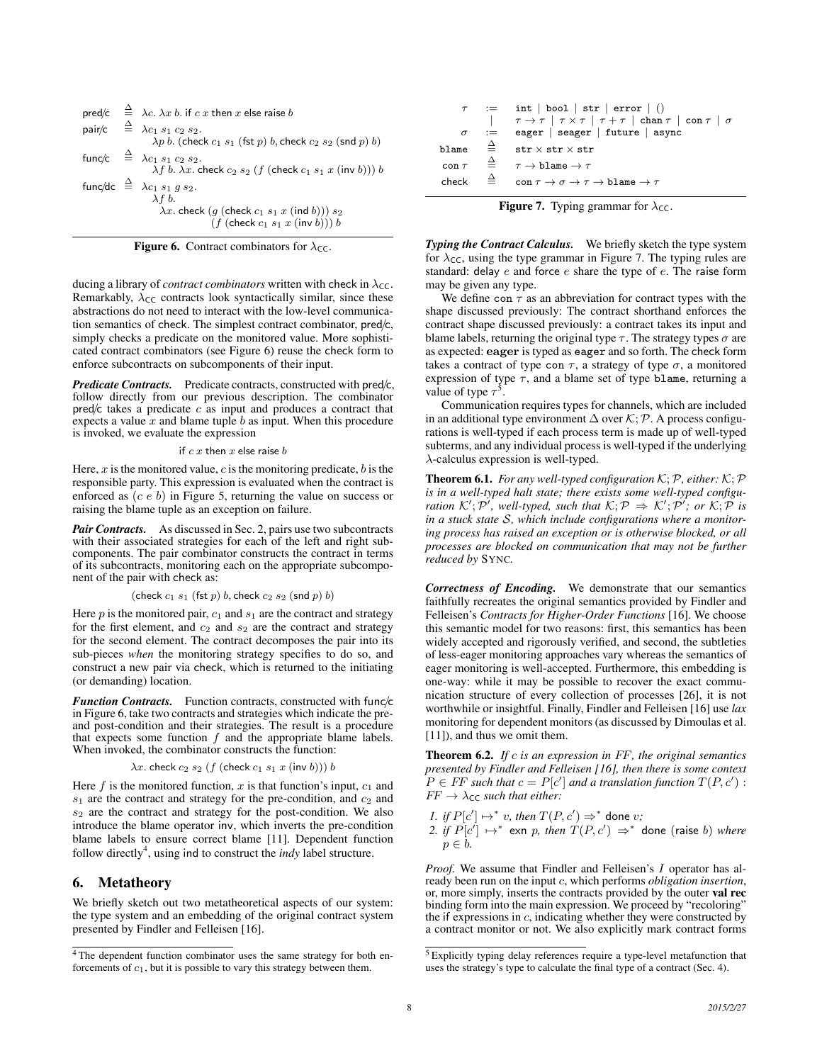$$
\begin{array}{lcl}
\mathsf{pred/c} & \triangleq & \lambda c.\ \lambda x\ b.\ \text{if } c\ x \text{ then } x \text{ else raise } b \\
\mathsf{pair/c} & \triangleq & \lambda c_1\ s_1\ c_2\ s_2. \\
 & & \quad \lambda p\ b.\ (\mathsf{check}\ c_1\ s_1\ (\mathsf{fst}\ p)\ b, \mathsf{check}\ c_2\ s_2\ (\mathsf{snd}\ p)\ b) \\
\mathsf{func/c} & \triangleq & \lambda c_1\ s_1\ c_2\ s_2. \\
 & & \quad \lambda f\ b.\ \lambda x.\ \mathsf{check}\ c_2\ s_2\ (f\ (\mathsf{check}\ c_1\ s_1\ x\ (\mathsf{inv}\ b)))\ b \\
\mathsf{func/dc} & \triangleq & \lambda c_1\ s_1\ g\ s_2. \\
 & & \quad \lambda f\ b. \\
 & & \quad\quad \lambda x.\ \mathsf{check}\ (g\ (\mathsf{check}\ c_1\ s_1\ x\ (\mathsf{ind}\ b)))\ s_2 \\
 & & \quad\quad\quad (f\ (\mathsf{check}\ c_1\ s_1\ x\ (\mathsf{inv}\ b)))\ b
\end{array}
$$

**Figure 6.** Contract combinators for $\lambda_{\mathsf{CC}}$.

ducing a library of *contract combinators* written with check in $\lambda_{\mathsf{CC}}$. Remarkably, $\lambda_{\mathsf{CC}}$ contracts look syntactically similar, since these abstractions do not need to interact with the low-level communication semantics of check. The simplest contract combinator, pred/c, simply checks a predicate on the monitored value. More sophisticated contract combinators (see Figure 6) reuse the check form to enforce subcontracts on subcomponents of their input.

***Predicate Contracts.*** Predicate contracts, constructed with pred/c, follow directly from our previous description. The combinator pred/c takes a predicate $c$ as input and produces a contract that expects a value $x$ and blame tuple $b$ as input. When this procedure is invoked, we evaluate the expression

$$\text{if } c\ x \text{ then } x \text{ else raise } b$$

Here, $x$ is the monitored value, $c$ is the monitoring predicate, $b$ is the responsible party. This expression is evaluated when the contract is enforced as $(c\ e\ b)$ in Figure 5, returning the value on success or raising the blame tuple as an exception on failure.

***Pair Contracts.*** As discussed in Sec. 2, pairs use two subcontracts with their associated strategies for each of the left and right subcomponents. The pair combinator constructs the contract in terms of its subcontracts, monitoring each on the appropriate subcomponent of the pair with check as:

$$(\mathsf{check}\ c_1\ s_1\ (\mathsf{fst}\ p)\ b, \mathsf{check}\ c_2\ s_2\ (\mathsf{snd}\ p)\ b)$$

Here $p$ is the monitored pair, $c_1$ and $s_1$ are the contract and strategy for the first element, and $c_2$ and $s_2$ are the contract and strategy for the second element. The contract decomposes the pair into its sub-pieces *when* the monitoring strategy specifies to do so, and construct a new pair via check, which is returned to the initiating (or demanding) location.

***Function Contracts.*** Function contracts, constructed with func/c in Figure 6, take two contracts and strategies which indicate the pre- and post-condition and their strategies. The result is a procedure that expects some function $f$ and the appropriate blame labels. When invoked, the combinator constructs the function:

$$\lambda x.\ \mathsf{check}\ c_2\ s_2\ (f\ (\mathsf{check}\ c_1\ s_1\ x\ (\mathsf{inv}\ b)))\ b$$

Here $f$ is the monitored function, $x$ is that function's input, $c_1$ and $s_1$ are the contract and strategy for the pre-condition, and $c_2$ and $s_2$ are the contract and strategy for the post-condition. We also introduce the blame operator inv, which inverts the pre-condition blame labels to ensure correct blame [11]. Dependent function follow directly[4], using ind to construct the *indy* label structure.

## 6. Metatheory

We briefly sketch out two metatheoretical aspects of our system: the type system and an embedding of the original contract system presented by Findler and Felleisen [16].

[4] The dependent function combinator uses the same strategy for both enforcements of $c_1$, but it is possible to vary this strategy between them.

$$
\begin{array}{lcl}
\tau & := & \mathtt{int} \mid \mathtt{bool} \mid \mathtt{str} \mid \mathtt{error} \mid () \\
 & \mid & \tau \rightarrow \tau \mid \tau \times \tau \mid \tau + \tau \mid \mathtt{chan}\ \tau \mid \mathtt{con}\ \tau \mid \sigma \\
\sigma & := & \mathtt{eager} \mid \mathtt{seager} \mid \mathtt{future} \mid \mathtt{async} \\
\mathtt{blame} & \triangleq & \mathtt{str} \times \mathtt{str} \times \mathtt{str} \\
\mathtt{con}\ \tau & \triangleq & \tau \rightarrow \mathtt{blame} \rightarrow \tau \\
\mathsf{check} & \triangleq & \mathtt{con}\ \tau \rightarrow \sigma \rightarrow \tau \rightarrow \mathtt{blame} \rightarrow \tau
\end{array}
$$

**Figure 7.** Typing grammar for $\lambda_{\mathsf{CC}}$.

***Typing the Contract Calculus.*** We briefly sketch the type system for $\lambda_{\mathsf{CC}}$, using the type grammar in Figure 7. The typing rules are standard: delay $e$ and force $e$ share the type of $e$. The raise form may be given any type.

We define $\mathtt{con}\ \tau$ as an abbreviation for contract types with the shape discussed previously: The contract shorthand enforces the contract shape discussed previously: a contract takes its input and blame labels, returning the original type $\tau$. The strategy types $\sigma$ are as expected: **eager** is typed as eager and so forth. The check form takes a contract of type $\mathtt{con}\ \tau$, a strategy of type $\sigma$, a monitored expression of type $\tau$, and a blame set of type blame, returning a value of type $\tau$[5].

Communication requires types for channels, which are included in an additional type environment $\Delta$ over $\mathcal{K};\mathcal{P}$. A process configurations is well-typed if each process term is made up of well-typed subterms, and any individual process is well-typed if the underlying $\lambda$-calculus expression is well-typed.

**Theorem 6.1.** *For any well-typed configuration $\mathcal{K};\mathcal{P}$, either: $\mathcal{K};\mathcal{P}$ is in a well-typed halt state; there exists some well-typed configuration $\mathcal{K}';\mathcal{P}'$, well-typed, such that $\mathcal{K};\mathcal{P} \Rightarrow \mathcal{K}';\mathcal{P}'$; or $\mathcal{K};\mathcal{P}$ is in a stuck state $\mathcal{S}$, which include configurations where a monitoring process has raised an exception or is otherwise blocked, or all processes are blocked on communication that may not be further reduced by* SYNC.

***Correctness of Encoding.*** We demonstrate that our semantics faithfully recreates the original semantics provided by Findler and Felleisen's *Contracts for Higher-Order Functions* [16]. We choose this semantic model for two reasons: first, this semantics has been widely accepted and rigorously verified, and second, the subtleties of less-eager monitoring approaches vary whereas the semantics of eager monitoring is well-accepted. Furthermore, this embedding is one-way: while it may be possible to recover the exact communication structure of every collection of processes [26], it is not worthwhile or insightful. Finally, Findler and Felleisen [16] use *lax* monitoring for dependent monitors (as discussed by Dimoulas et al. [11]), and thus we omit them.

**Theorem 6.2.** *If $c$ is an expression in FF, the original semantics presented by Findler and Felleisen [16], then there is some context $P \in FF$ such that $c = P[c']$ and a translation function $T(P, c') : FF \rightarrow \lambda_{\mathsf{CC}}$ such that either:*

1. *if $P[c'] \mapsto^* v$, then $T(P, c') \Rightarrow^*$ done $v$;*
2. *if $P[c'] \mapsto^*$ exn $p$, then $T(P, c') \Rightarrow^*$ done (raise $b$) where $p \in b$.*

*Proof.* We assume that Findler and Felleisen's $I$ operator has already been run on the input $c$, which performs *obligation insertion*, or, more simply, inserts the contracts provided by the outer **val rec** binding form into the main expression. We proceed by "recoloring" the if expressions in $c$, indicating whether they were constructed by a contract monitor or not. We also explicitly mark contract forms

[5] Explicitly typing delay references require a type-level metafunction that uses the strategy's type to calculate the final type of a contract (Sec. 4).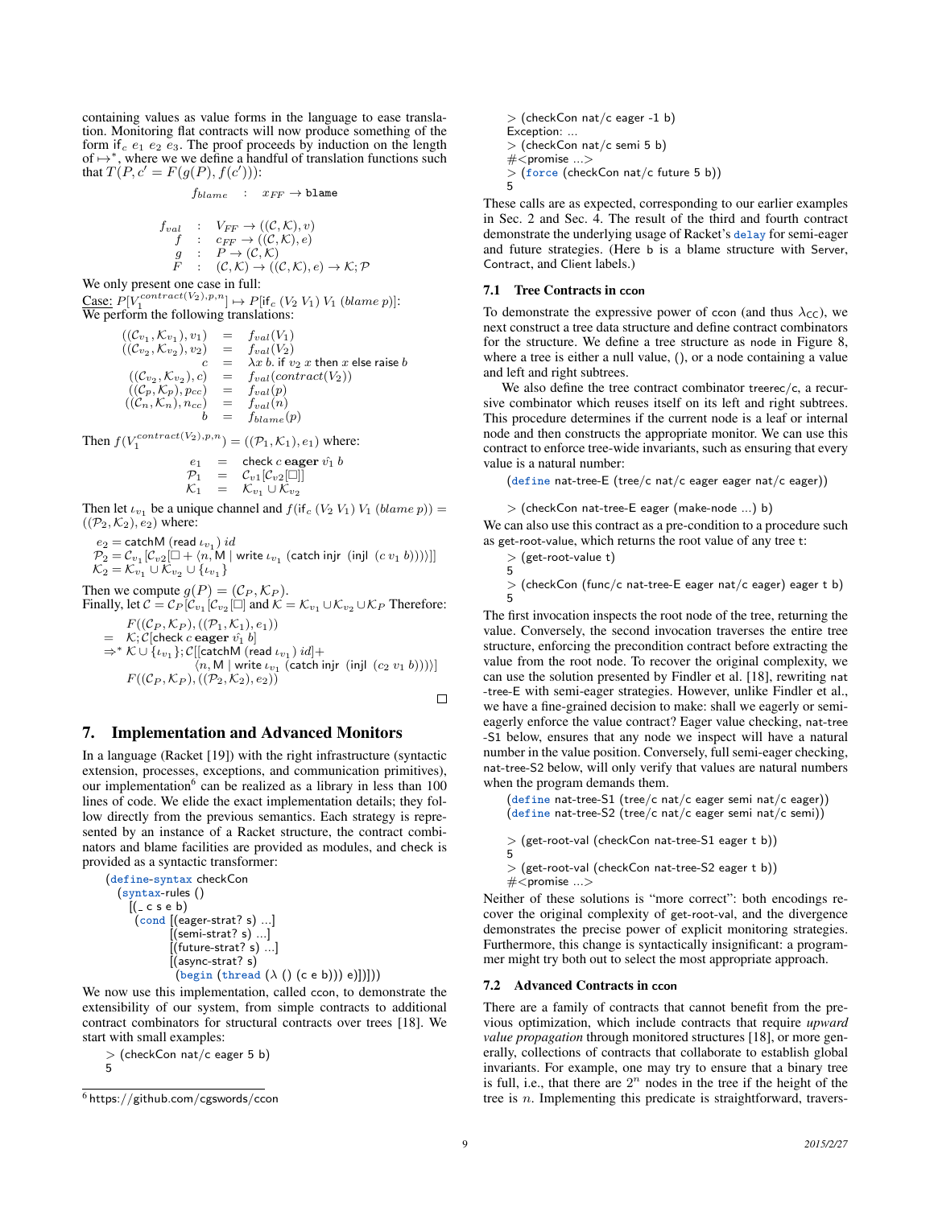containing values as value forms in the language to ease translation. Monitoring flat contracts will now produce something of the form if$_c$ $e_1$ $e_2$ $e_3$. The proof proceeds by induction on the length of $\mapsto^*$, where we we define a handful of translation functions such that $T(P, c' = F(g(P), f(c')))$:

$$f_{blame} \quad : \quad x_{FF} \rightarrow \texttt{blame}$$

$$\begin{array}{rcl} f_{val} & : & V_{FF} \rightarrow ((\mathcal{C}, \mathcal{K}), v) \\ f & : & c_{FF} \rightarrow ((\mathcal{C}, \mathcal{K}), e) \\ g & : & P \rightarrow (\mathcal{C}, \mathcal{K}) \\ F & : & (\mathcal{C}, \mathcal{K}) \rightarrow ((\mathcal{C}, \mathcal{K}), e) \rightarrow \mathcal{K}; \mathcal{P} \end{array}$$

We only present one case in full:
Case: $P[V_1^{contract(V_2),p,n}] \mapsto P[\text{if}_c\ (V_2\ V_1)\ V_1\ (blame\ p)]$:
We perform the following translations:

$$\begin{array}{rcl} ((\mathcal{C}_{v_1}, \mathcal{K}_{v_1}), v_1) & = & f_{val}(V_1) \\ ((\mathcal{C}_{v_2}, \mathcal{K}_{v_2}), v_2) & = & f_{val}(V_2) \\ c & = & \lambda x\ b.\ \text{if}\ v_2\ x\ \text{then}\ x\ \text{else raise}\ b \\ ((\mathcal{C}_{v_2}, \mathcal{K}_{v_2}), c) & = & f_{val}(contract(V_2)) \\ ((\mathcal{C}_p, \mathcal{K}_p), p_{cc}) & = & f_{val}(p) \\ ((\mathcal{C}_n, \mathcal{K}_n), n_{cc}) & = & f_{val}(n) \\ b & = & f_{blame}(p) \end{array}$$

Then $f(V_1^{contract(V_2),p,n}) = ((\mathcal{P}_1, \mathcal{K}_1), e_1)$ where:

$$\begin{array}{rcl} e_1 & = & \text{check}\ c\ \textbf{eager}\ \hat{v_1}\ b \\ \mathcal{P}_1 & = & \mathcal{C}_{v1}[\mathcal{C}_{v2}[\square]] \\ \mathcal{K}_1 & = & \mathcal{K}_{v_1} \cup \mathcal{K}_{v_2} \end{array}$$

Then let $\iota_{v_1}$ be a unique channel and $f(\text{if}_c\ (V_2\ V_1)\ V_1\ (blame\ p)) = ((\mathcal{P}_2, \mathcal{K}_2), e_2)$ where:

$$\begin{array}{l} e_2 = \text{catchM}\ (\text{read}\ \iota_{v_1})\ id \\ \mathcal{P}_2 = \mathcal{C}_{v_1}[\mathcal{C}_{v2}[\square + \langle n, \text{M} \mid \text{write}\ \iota_{v_1}\ (\text{catch injr}\ \ (\text{injl}\ \ (c\ v_1\ b)))\rangle]] \\ \mathcal{K}_2 = \mathcal{K}_{v_1} \cup \mathcal{K}_{v_2} \cup \{\iota_{v_1}\} \end{array}$$

Then we compute $g(P) = (\mathcal{C}_P, \mathcal{K}_P)$.
Finally, let $\mathcal{C} = \mathcal{C}_P[\mathcal{C}_{v_1}[\mathcal{C}_{v_2}[\square]]$ and $\mathcal{K} = \mathcal{K}_{v_1} \cup \mathcal{K}_{v_2} \cup \mathcal{K}_P$ Therefore:

$$\begin{array}{l} F((\mathcal{C}_P, \mathcal{K}_P), ((\mathcal{P}_1, \mathcal{K}_1), e_1)) \\ = \ \ \mathcal{K}; \mathcal{C}[\text{check}\ c\ \textbf{eager}\ \hat{v_1}\ b] \\ \Rightarrow^* \mathcal{K} \cup \{\iota_{v_1}\}; \mathcal{C}[[\text{catchM}\ (\text{read}\ \iota_{v_1})\ id] + \\ \qquad\qquad \langle n, \text{M} \mid \text{write}\ \iota_{v_1}\ (\text{catch injr}\ \ (\text{injl}\ \ (c_2\ v_1\ b)))\rangle] \\ F((\mathcal{C}_P, \mathcal{K}_P), ((\mathcal{P}_2, \mathcal{K}_2), e_2)) \end{array}$$

□

## 7. Implementation and Advanced Monitors

In a language (Racket [19]) with the right infrastructure (syntactic extension, processes, exceptions, and communication primitives), our implementation[6] can be realized as a library in less than 100 lines of code. We elide the exact implementation details; they follow directly from the previous semantics. Each strategy is represented by an instance of a Racket structure, the contract combinators and blame facilities are provided as modules, and check is provided as a syntactic transformer:

```
(define-syntax checkCon
  (syntax-rules ()
    [(_ c s e b)
     (cond [(eager-strat? s) ...]
           [(semi-strat? s) ...]
           [(future-strat? s) ...]
           [(async-strat? s)
            (begin (thread (λ () (c e b))) e)])]))
```

We now use this implementation, called ccon, to demonstrate the extensibility of our system, from simple contracts to additional contract combinators for structural contracts over trees [18]. We start with small examples:

```
> (checkCon nat/c eager 5 b)
5
> (checkCon nat/c eager -1 b)
Exception: ...
> (checkCon nat/c semi 5 b)
#<promise ...>
> (force (checkCon nat/c future 5 b))
5
```

These calls are as expected, corresponding to our earlier examples in Sec. 2 and Sec. 4. The result of the third and fourth contract demonstrate the underlying usage of Racket's delay for semi-eager and future strategies. (Here b is a blame structure with Server, Contract, and Client labels.)

### 7.1 Tree Contracts in ccon

To demonstrate the expressive power of ccon (and thus $\lambda_{CC}$), we next construct a tree data structure and define contract combinators for the structure. We define a tree structure as node in Figure 8, where a tree is either a null value, (), or a node containing a value and left and right subtrees.

We also define the tree contract combinator treerec/c, a recursive combinator which reuses itself on its left and right subtrees. This procedure determines if the current node is a leaf or internal node and then constructs the appropriate monitor. We can use this contract as to enforce tree-wide invariants, such as ensuring that every value is a natural number:

```
(define nat-tree-E (tree/c nat/c eager eager nat/c eager))

> (checkCon nat-tree-E eager (make-node ...) b)
```

We can also use this contract as a pre-condition to a procedure such as get-root-value, which returns the root value of any tree t:

```
> (get-root-value t)
5
> (checkCon (func/c nat-tree-E eager nat/c eager) eager t b)
5
```

The first invocation inspects the root node of the tree, returning the value. Conversely, the second invocation traverses the entire tree structure, enforcing the precondition contract before extracting the value from the root node. To recover the original complexity, we can use the solution presented by Findler et al. [18], rewriting nat-tree-E with semi-eager strategies. However, unlike Findler et al., we have a fine-grained decision to make: shall we eagerly or semi-eagerly enforce the value contract? Eager value checking, nat-tree-S1 below, ensures that any node we inspect will have a natural number in the value position. Conversely, full semi-eager checking, nat-tree-S2 below, will only verify that values are natural numbers when the program demands them.

```
(define nat-tree-S1 (tree/c nat/c eager semi nat/c eager))
(define nat-tree-S2 (tree/c nat/c eager semi nat/c semi))

> (get-root-val (checkCon nat-tree-S1 eager t b))
5
> (get-root-val (checkCon nat-tree-S2 eager t b))
#<promise ...>
```

Neither of these solutions is "more correct": both encodings recover the original complexity of get-root-val, and the divergence demonstrates the precise power of explicit monitoring strategies. Furthermore, this change is syntactically insignificant: a programmer might try both out to select the most appropriate approach.

### 7.2 Advanced Contracts in ccon

There are a family of contracts that cannot benefit from the previous optimization, which include contracts that require *upward value propagation* through monitored structures [18], or more generally, collections of contracts that collaborate to establish global invariants. For example, one may try to ensure that a binary tree is full, i.e., that there are $2^n$ nodes in the tree if the height of the tree is $n$. Implementing this predicate is straightforward, travers-

[6] https://github.com/cgswords/ccon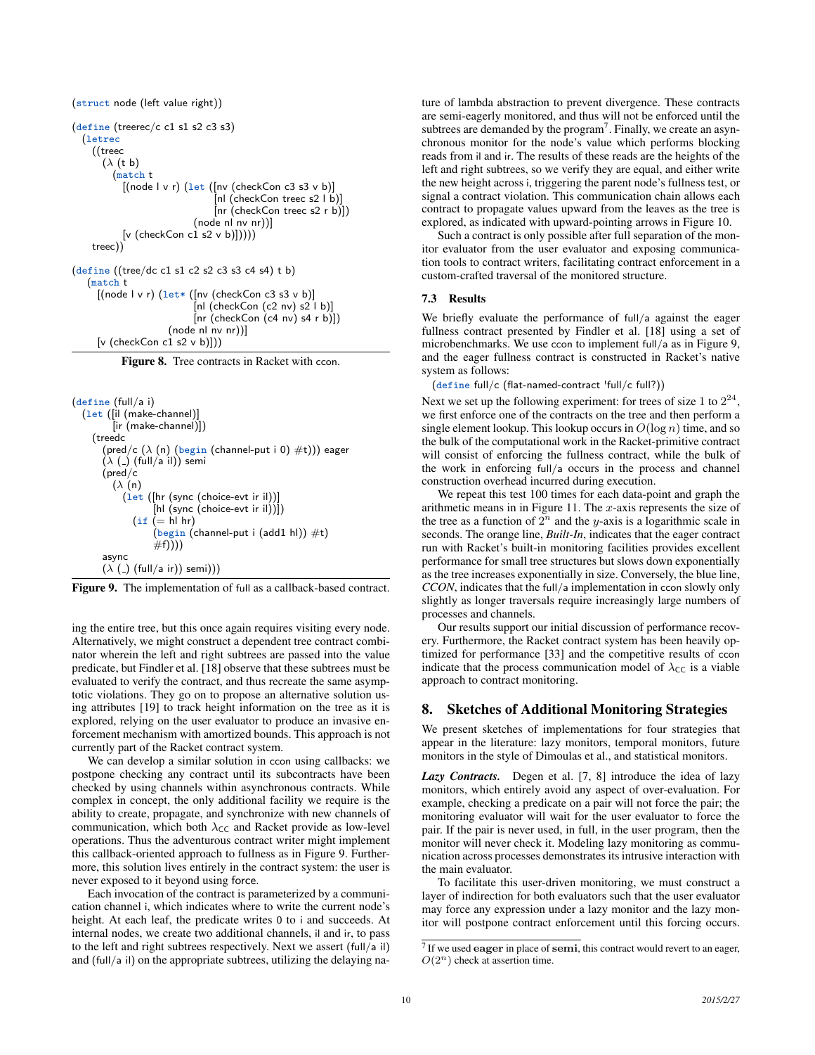```
(struct node (left value right))

(define (treerec/c c1 s1 s2 c3 s3)
  (letrec
    ((treec
      (λ (t b)
        (match t
          [(node l v r) (let ([nv (checkCon c3 s3 v b)]
                              [nl (checkCon treec s2 l b)]
                              [nr (checkCon treec s2 r b)])
                          (node nl nv nr))]
          [v (checkCon c1 s2 v b)]))))
    treec))

(define ((tree/dc c1 s1 c2 s2 c3 s3 c4 s4) t b)
  (match t
    [(node l v r) (let* ([nv (checkCon c3 s3 v b)]
                         [nl (checkCon (c2 nv) s2 l b)]
                         [nr (checkCon (c4 nv) s4 r b)])
                    (node nl nv nr))]
    [v (checkCon c1 s2 v b)]))
```

**Figure 8.** Tree contracts in Racket with ccon.

```
(define (full/a i)
  (let ([il (make-channel)]
        [ir (make-channel)])
    (treedc
      (pred/c (λ (n) (begin (channel-put i 0) #t))) eager
      (λ (_) (full/a il)) semi
      (pred/c
        (λ (n)
          (let ([hr (sync (choice-evt ir il))]
                [hl (sync (choice-evt ir il))])
            (if (= hl hr)
                (begin (channel-put i (add1 hl)) #t)
                #f))))
      async
      (λ (_) (full/a ir)) semi)))
```

**Figure 9.** The implementation of full as a callback-based contract.

ing the entire tree, but this once again requires visiting every node. Alternatively, we might construct a dependent tree contract combinator wherein the left and right subtrees are passed into the value predicate, but Findler et al. [18] observe that these subtrees must be evaluated to verify the contract, and thus recreate the same asymptotic violations. They go on to propose an alternative solution using attributes [19] to track height information on the tree as it is explored, relying on the user evaluator to produce an invasive enforcement mechanism with amortized bounds. This approach is not currently part of the Racket contract system.

We can develop a similar solution in ccon using callbacks: we postpone checking any contract until its subcontracts have been checked by using channels within asynchronous contracts. While complex in concept, the only additional facility we require is the ability to create, propagate, and synchronize with new channels of communication, which both $\lambda_{CC}$ and Racket provide as low-level operations. Thus the adventurous contract writer might implement this callback-oriented approach to fullness as in Figure 9. Furthermore, this solution lives entirely in the contract system: the user is never exposed to it beyond using force.

Each invocation of the contract is parameterized by a communication channel i, which indicates where to write the current node's height. At each leaf, the predicate writes 0 to i and succeeds. At internal nodes, we create two additional channels, il and ir, to pass to the left and right subtrees respectively. Next we assert (full/a il) and (full/a il) on the appropriate subtrees, utilizing the delaying nature of lambda abstraction to prevent divergence. These contracts are semi-eagerly monitored, and thus will not be enforced until the subtrees are demanded by the program[7]. Finally, we create an asynchronous monitor for the node's value which performs blocking reads from il and ir. The results of these reads are the heights of the left and right subtrees, so we verify they are equal, and either write the new height across i, triggering the parent node's fullness test, or signal a contract violation. This communication chain allows each contract to propagate values upward from the leaves as the tree is explored, as indicated with upward-pointing arrows in Figure 10.

Such a contract is only possible after full separation of the monitor evaluator from the user evaluator and exposing communication tools to contract writers, facilitating contract enforcement in a custom-crafted traversal of the monitored structure.

### 7.3 Results

We briefly evaluate the performance of full/a against the eager fullness contract presented by Findler et al. [18] using a set of microbenchmarks. We use ccon to implement full/a as in Figure 9, and the eager fullness contract is constructed in Racket's native system as follows:

```
(define full/c (flat-named-contract 'full/c full?))
```

Next we set up the following experiment: for trees of size 1 to $2^{24}$, we first enforce one of the contracts on the tree and then perform a single element lookup. This lookup occurs in $O(\log n)$ time, and so the bulk of the computational work in the Racket-primitive contract will consist of enforcing the fullness contract, while the bulk of the work in enforcing full/a occurs in the process and channel construction overhead incurred during execution.

We repeat this test 100 times for each data-point and graph the arithmetic means in in Figure 11. The $x$-axis represents the size of the tree as a function of $2^n$ and the $y$-axis is a logarithmic scale in seconds. The orange line, *Built-In*, indicates that the eager contract run with Racket's built-in monitoring facilities provides excellent performance for small tree structures but slows down exponentially as the tree increases exponentially in size. Conversely, the blue line, *CCON*, indicates that the full/a implementation in ccon slowly only slightly as longer traversals require increasingly large numbers of processes and channels.

Our results support our initial discussion of performance recovery. Furthermore, the Racket contract system has been heavily optimized for performance [33] and the competitive results of ccon indicate that the process communication model of $\lambda_{CC}$ is a viable approach to contract monitoring.

## 8. Sketches of Additional Monitoring Strategies

We present sketches of implementations for four strategies that appear in the literature: lazy monitors, temporal monitors, future monitors in the style of Dimoulas et al., and statistical monitors.

***Lazy Contracts.*** Degen et al. [7, 8] introduce the idea of lazy monitors, which entirely avoid any aspect of over-evaluation. For example, checking a predicate on a pair will not force the pair; the monitoring evaluator will wait for the user evaluator to force the pair. If the pair is never used, in full, in the user program, then the monitor will never check it. Modeling lazy monitoring as communication across processes demonstrates its intrusive interaction with the main evaluator.

To facilitate this user-driven monitoring, we must construct a layer of indirection for both evaluators such that the user evaluator may force any expression under a lazy monitor and the lazy monitor will postpone contract enforcement until this forcing occurs.

[7] If we used **eager** in place of **semi**, this contract would revert to an eager, $O(2^n)$ check at assertion time.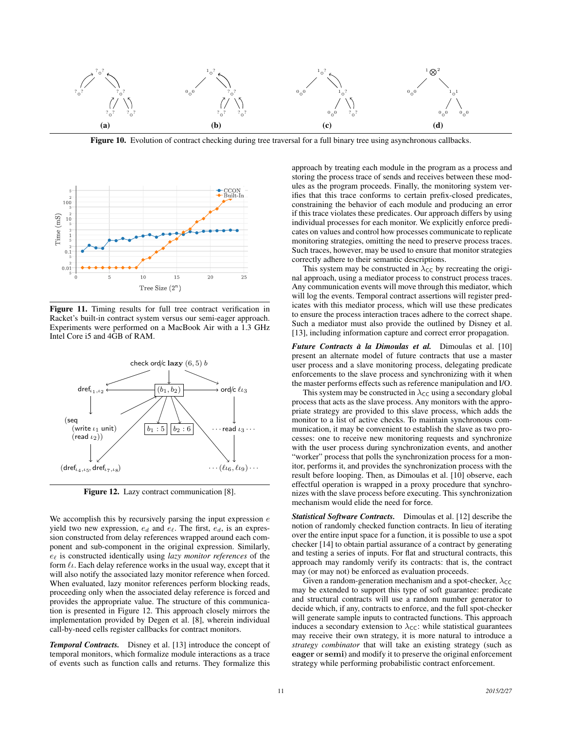**Figure 10.** Evolution of contract checking during tree traversal for a full binary tree using asynchronous callbacks.

**Figure 11.** Timing results for full tree contract verification in Racket's built-in contract system versus our semi-eager approach. Experiments were performed on a MacBook Air with a 1.3 GHz Intel Core i5 and 4GB of RAM.

**Figure 12.** Lazy contract communication [8].

We accomplish this by recursively parsing the input expression $e$ yield two new expression, $e_d$ and $e_\ell$. The first, $e_d$, is an expression constructed from delay references wrapped around each component and sub-component in the original expression. Similarly, $e_\ell$ is constructed identically using *lazy monitor references* of the form $\ell\iota$. Each delay reference works in the usual way, except that it will also notify the associated lazy monitor reference when forced. When evaluated, lazy monitor references perform blocking reads, proceeding only when the associated delay reference is forced and provides the appropriate value. The structure of this communication is presented in Figure 12. This approach closely mirrors the implementation provided by Degen et al. [8], wherein individual call-by-need cells register callbacks for contract monitors.

***Temporal Contracts.*** Disney et al. [13] introduce the concept of temporal monitors, which formalize module interactions as a trace of events such as function calls and returns. They formalize this approach by treating each module in the program as a process and storing the process trace of sends and receives between these modules as the program proceeds. Finally, the monitoring system verifies that this trace conforms to certain prefix-closed predicates, constraining the behavior of each module and producing an error if this trace violates these predicates. Our approach differs by using individual processes for each monitor. We explicitly enforce predicates on values and control how processes communicate to replicate monitoring strategies, omitting the need to preserve process traces. Such traces, however, may be used to ensure that monitor strategies correctly adhere to their semantic descriptions.

This system may be constructed in $\lambda_{CC}$ by recreating the original approach, using a mediator process to construct process traces. Any communication events will move through this mediator, which will log the events. Temporal contract assertions will register predicates with this mediator process, which will use these predicates to ensure the process interaction traces adhere to the correct shape. Such a mediator must also provide the outlined by Disney et al. [13], including information capture and correct error propagation.

***Future Contracts à la Dimoulas et al.*** Dimoulas et al. [10] present an alternate model of future contracts that use a master user process and a slave monitoring process, delegating predicate enforcements to the slave process and synchronizing with it when the master performs effects such as reference manipulation and I/O.

This system may be constructed in $\lambda_{CC}$ using a secondary global process that acts as the slave process. Any monitors with the appropriate strategy are provided to this slave process, which adds the monitor to a list of active checks. To maintain synchronous communication, it may be convenient to establish the slave as two processes: one to receive new monitoring requests and synchronize with the user process during synchronization events, and another "worker" process that polls the synchronization process for a monitor, performs it, and provides the synchronization process with the result before looping. Then, as Dimoulas et al. [10] observe, each effectful operation is wrapped in a proxy procedure that synchronizes with the slave process before executing. This synchronization mechanism would elide the need for force.

***Statistical Software Contracts.*** Dimoulas et al. [12] describe the notion of randomly checked function contracts. In lieu of iterating over the entire input space for a function, it is possible to use a spot checker [14] to obtain partial assurance of a contract by generating and testing a series of inputs. For flat and structural contracts, this approach may randomly verify its contracts: that is, the contract may (or may not) be enforced as evaluation proceeds.

Given a random-generation mechanism and a spot-checker, $\lambda_{CC}$ may be extended to support this type of soft guarantee: predicate and structural contracts will use a random number generator to decide which, if any, contracts to enforce, and the full spot-checker will generate sample inputs to contracted functions. This approach induces a secondary extension to $\lambda_{CC}$: while statistical guarantees may receive their own strategy, it is more natural to introduce a *strategy combinator* that will take an existing strategy (such as **eager** or **semi**) and modify it to preserve the original enforcement strategy while performing probabilistic contract enforcement.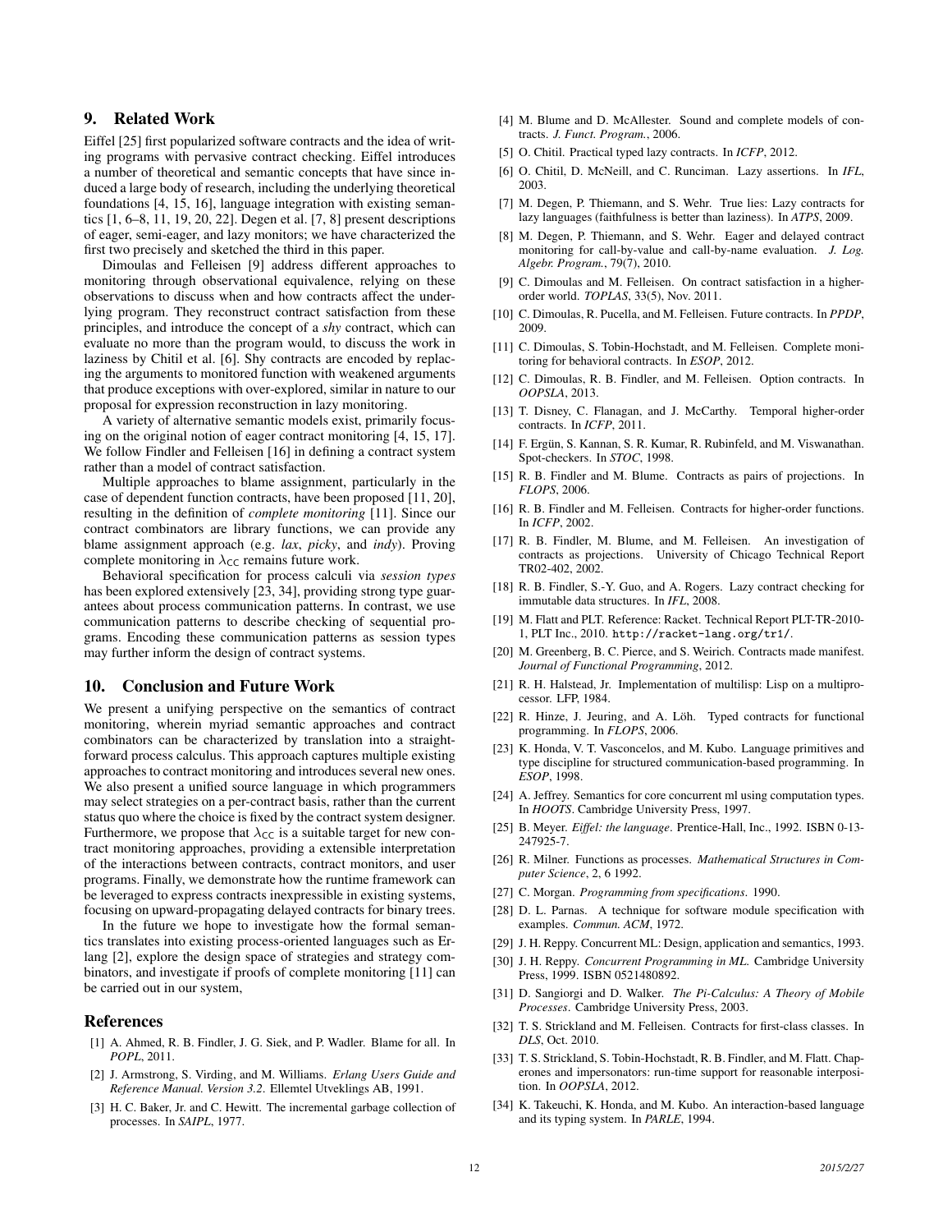## 9. Related Work

Eiffel [25] first popularized software contracts and the idea of writing programs with pervasive contract checking. Eiffel introduces a number of theoretical and semantic concepts that have since induced a large body of research, including the underlying theoretical foundations [4, 15, 16], language integration with existing semantics [1, 6–8, 11, 19, 20, 22]. Degen et al. [7, 8] present descriptions of eager, semi-eager, and lazy monitors; we have characterized the first two precisely and sketched the third in this paper.

Dimoulas and Felleisen [9] address different approaches to monitoring through observational equivalence, relying on these observations to discuss when and how contracts affect the underlying program. They reconstruct contract satisfaction from these principles, and introduce the concept of a *shy* contract, which can evaluate no more than the program would, to discuss the work in laziness by Chitil et al. [6]. Shy contracts are encoded by replacing the arguments to monitored function with weakened arguments that produce exceptions with over-explored, similar in nature to our proposal for expression reconstruction in lazy monitoring.

A variety of alternative semantic models exist, primarily focusing on the original notion of eager contract monitoring [4, 15, 17]. We follow Findler and Felleisen [16] in defining a contract system rather than a model of contract satisfaction.

Multiple approaches to blame assignment, particularly in the case of dependent function contracts, have been proposed [11, 20], resulting in the definition of *complete monitoring* [11]. Since our contract combinators are library functions, we can provide any blame assignment approach (e.g. *lax*, *picky*, and *indy*). Proving complete monitoring in $\lambda_{CC}$ remains future work.

Behavioral specification for process calculi via *session types* has been explored extensively [23, 34], providing strong type guarantees about process communication patterns. In contrast, we use communication patterns to describe checking of sequential programs. Encoding these communication patterns as session types may further inform the design of contract systems.

## 10. Conclusion and Future Work

We present a unifying perspective on the semantics of contract monitoring, wherein myriad semantic approaches and contract combinators can be characterized by translation into a straightforward process calculus. This approach captures multiple existing approaches to contract monitoring and introduces several new ones. We also present a unified source language in which programmers may select strategies on a per-contract basis, rather than the current status quo where the choice is fixed by the contract system designer. Furthermore, we propose that $\lambda_{CC}$ is a suitable target for new contract monitoring approaches, providing a extensible interpretation of the interactions between contracts, contract monitors, and user programs. Finally, we demonstrate how the runtime framework can be leveraged to express contracts inexpressible in existing systems, focusing on upward-propagating delayed contracts for binary trees.

In the future we hope to investigate how the formal semantics translates into existing process-oriented languages such as Erlang [2], explore the design space of strategies and strategy combinators, and investigate if proofs of complete monitoring [11] can be carried out in our system,

## References

[1] A. Ahmed, R. B. Findler, J. G. Siek, and P. Wadler. Blame for all. In *POPL*, 2011.

[2] J. Armstrong, S. Virding, and M. Williams. *Erlang Users Guide and Reference Manual. Version 3.2*. Ellemtel Utveklings AB, 1991.

[3] H. C. Baker, Jr. and C. Hewitt. The incremental garbage collection of processes. In *SAIPL*, 1977.

[4] M. Blume and D. McAllester. Sound and complete models of contracts. *J. Funct. Program.*, 2006.

[5] O. Chitil. Practical typed lazy contracts. In *ICFP*, 2012.

[6] O. Chitil, D. McNeill, and C. Runciman. Lazy assertions. In *IFL*, 2003.

[7] M. Degen, P. Thiemann, and S. Wehr. True lies: Lazy contracts for lazy languages (faithfulness is better than laziness). In *ATPS*, 2009.

[8] M. Degen, P. Thiemann, and S. Wehr. Eager and delayed contract monitoring for call-by-value and call-by-name evaluation. *J. Log. Algebr. Program.*, 79(7), 2010.

[9] C. Dimoulas and M. Felleisen. On contract satisfaction in a higher-order world. *TOPLAS*, 33(5), Nov. 2011.

[10] C. Dimoulas, R. Pucella, and M. Felleisen. Future contracts. In *PPDP*, 2009.

[11] C. Dimoulas, S. Tobin-Hochstadt, and M. Felleisen. Complete monitoring for behavioral contracts. In *ESOP*, 2012.

[12] C. Dimoulas, R. B. Findler, and M. Felleisen. Option contracts. In *OOPSLA*, 2013.

[13] T. Disney, C. Flanagan, and J. McCarthy. Temporal higher-order contracts. In *ICFP*, 2011.

[14] F. Ergün, S. Kannan, S. R. Kumar, R. Rubinfeld, and M. Viswanathan. Spot-checkers. In *STOC*, 1998.

[15] R. B. Findler and M. Blume. Contracts as pairs of projections. In *FLOPS*, 2006.

[16] R. B. Findler and M. Felleisen. Contracts for higher-order functions. In *ICFP*, 2002.

[17] R. B. Findler, M. Blume, and M. Felleisen. An investigation of contracts as projections. University of Chicago Technical Report TR02-402, 2002.

[18] R. B. Findler, S.-Y. Guo, and A. Rogers. Lazy contract checking for immutable data structures. In *IFL*, 2008.

[19] M. Flatt and PLT. Reference: Racket. Technical Report PLT-TR-2010-1, PLT Inc., 2010. `http://racket-lang.org/tr1/`.

[20] M. Greenberg, B. C. Pierce, and S. Weirich. Contracts made manifest. *Journal of Functional Programming*, 2012.

[21] R. H. Halstead, Jr. Implementation of multilisp: Lisp on a multiprocessor. LFP, 1984.

[22] R. Hinze, J. Jeuring, and A. Löh. Typed contracts for functional programming. In *FLOPS*, 2006.

[23] K. Honda, V. T. Vasconcelos, and M. Kubo. Language primitives and type discipline for structured communication-based programming. In *ESOP*, 1998.

[24] A. Jeffrey. Semantics for core concurrent ml using computation types. In *HOOTS*. Cambridge University Press, 1997.

[25] B. Meyer. *Eiffel: the language*. Prentice-Hall, Inc., 1992. ISBN 0-13-247925-7.

[26] R. Milner. Functions as processes. *Mathematical Structures in Computer Science*, 2, 6 1992.

[27] C. Morgan. *Programming from specifications*. 1990.

[28] D. L. Parnas. A technique for software module specification with examples. *Commun. ACM*, 1972.

[29] J. H. Reppy. Concurrent ML: Design, application and semantics, 1993.

[30] J. H. Reppy. *Concurrent Programming in ML*. Cambridge University Press, 1999. ISBN 0521480892.

[31] D. Sangiorgi and D. Walker. *The Pi-Calculus: A Theory of Mobile Processes*. Cambridge University Press, 2003.

[32] T. S. Strickland and M. Felleisen. Contracts for first-class classes. In *DLS*, Oct. 2010.

[33] T. S. Strickland, S. Tobin-Hochstadt, R. B. Findler, and M. Flatt. Chaperones and impersonators: run-time support for reasonable interposition. In *OOPSLA*, 2012.

[34] K. Takeuchi, K. Honda, and M. Kubo. An interaction-based language and its typing system. In *PARLE*, 1994.